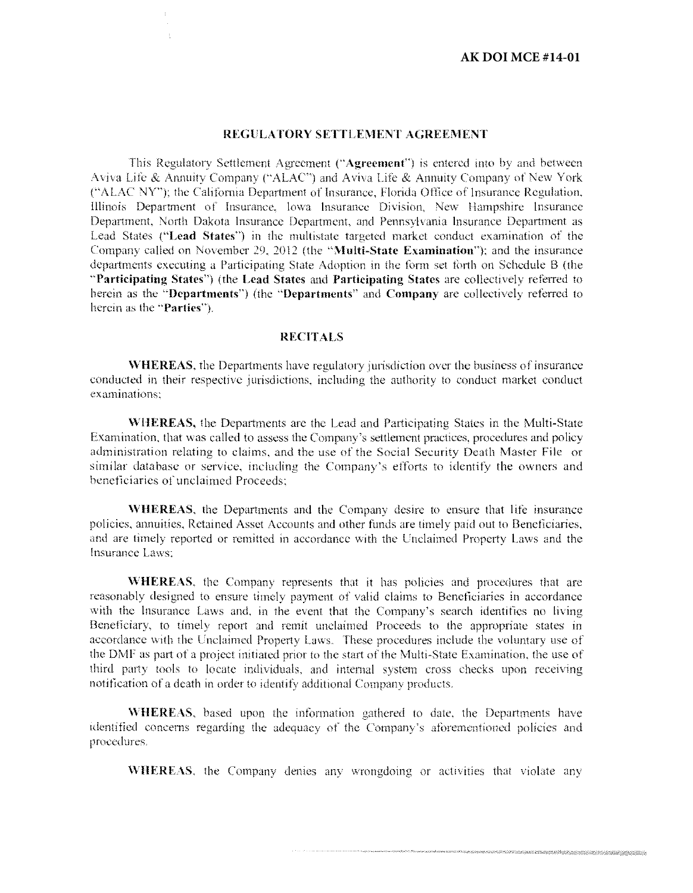**AK DOI MCE #14-01**

# REGULATORY SETTLEMENT AGREEMENT

This Regulatory Settlement Agreement ("**Agreement**") is entered into by and between Aviva Life & Annuity Company ("ALAC") and Aviva Life & Annuity Company of New York ("ALAC NY"); the California Department of Insurance, Florida Office of Insurance Regulation, Illinois Department of Insurance, Iowa Insurance Division, New Hampshire Insurance Department, North Dakota Insurance Department, and Pennsylvania Insurance Department as Lead States ("**Lead States**") in the multistate targeted market conduct examination of the Company called on November 29, 2012 (the "**Multi-State Examination**"); and the insurance departments executing a Participating State Adoption in the form set forth on Schedule B (the "**Participating States**") (the **Lead States** and **Participating States** are collectively referred to herein as the "**Departments**") (the "**Departments**" and **Company** are collectively referred to herein as the "**Parties**").

## RECITALS

**WHEREAS**, the Departments have regulatory jurisdiction over the business of insurance conducted in their respective jurisdictions, including the authority to conduct market conduct examinations;

**WHEREAS,** the Departments are the Lead and Participating States in the Multi-State Examination, that was called to assess the Company's settlement practices, procedures and policy administration relating to claims, and the use of the Social Security Death Master File or similar database or service, including the Company's efforts to identify the owners and beneficiaries of unclaimed Proceeds;

**WHEREAS**, the Departments and the Company desire to ensure that life insurance policies, annuities, Retained Asset Accounts and other funds are timely paid out to Beneficiaries, and are timely reported or remitted in accordance with the Unclaimed Property Laws and the Insurance Laws;

**WHEREAS**, the Company represents that it has policies and procedures that are reasonably designed to ensure timely payment of valid claims to Beneficiaries in accordance with the Insurance Laws and, in the event that the Company's search identifies no living Beneficiary, to timely report and remit unclaimed Proceeds to the appropriate states in accordance with the Unclaimed Property Laws. These procedures include the voluntary use of the DMF as part of a project initiated prior to the start of the Multi-State Examination, the use of third party tools to locate individuals, and internal system cross checks upon receiving notification of a death in order to identify additional Company products.

**WHEREAS**, based upon the information gathered to date, the Departments have identified concerns regarding the adequacy of the Company's aforementioned policies and procedures.

**WHEREAS**, the Company denies any wrongdoing or activities that violate any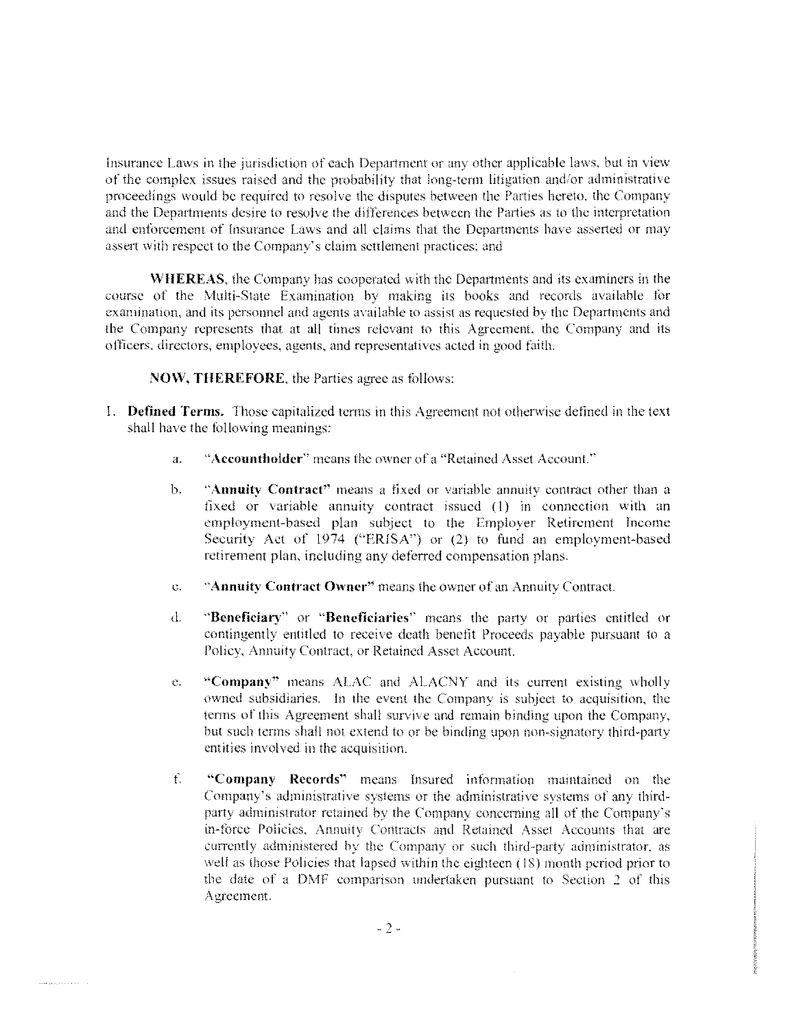Insurance Laws in the jurisdiction of each Department or any other applicable laws, but in view of the complex issues raised and the probability that long-term litigation and/or administrative proceedings would be required to resolve the disputes between the Parties hereto, the Company and the Departments desire to resolve the differences between the Parties as to the interpretation and enforcement of Insurance Laws and all claims that the Departments have asserted or may assert with respect to the Company's claim settlement practices; and

**WHEREAS**, the Company has cooperated with the Departments and its examiners in the course of the Multi-State Examination by making its books and records available for examination, and its personnel and agents available to assist as requested by the Departments and the Company represents that at all times relevant to this Agreement, the Company and its officers, directors, employees, agents, and representatives acted in good faith.

**NOW, THEREFORE**, the Parties agree as follows:

1. **Defined Terms.** Those capitalized terms in this Agreement not otherwise defined in the text shall have the following meanings:

    a. "**Accountholder**" means the owner of a "Retained Asset Account."

    b. "**Annuity Contract**" means a fixed or variable annuity contract other than a fixed or variable annuity contract issued (1) in connection with an employment-based plan subject to the Employer Retirement Income Security Act of 1974 ("ERISA") or (2) to fund an employment-based retirement plan, including any deferred compensation plans.

    c. "**Annuity Contract Owner**" means the owner of an Annuity Contract.

    d. "**Beneficiary**" or "**Beneficiaries**" means the party or parties entitled or contingently entitled to receive death benefit Proceeds payable pursuant to a Policy, Annuity Contract, or Retained Asset Account.

    e. "**Company**" means ALAC and ALACNY and its current existing wholly owned subsidiaries. In the event the Company is subject to acquisition, the terms of this Agreement shall survive and remain binding upon the Company, but such terms shall not extend to or be binding upon non-signatory third-party entities involved in the acquisition.

    f. "**Company Records**" means Insured information maintained on the Company's administrative systems or the administrative systems of any third-party administrator retained by the Company concerning all of the Company's in-force Policies, Annuity Contracts and Retained Asset Accounts that are currently administered by the Company or such third-party administrator, as well as those Policies that lapsed within the eighteen (18) month period prior to the date of a DMF comparison undertaken pursuant to Section 2 of this Agreement.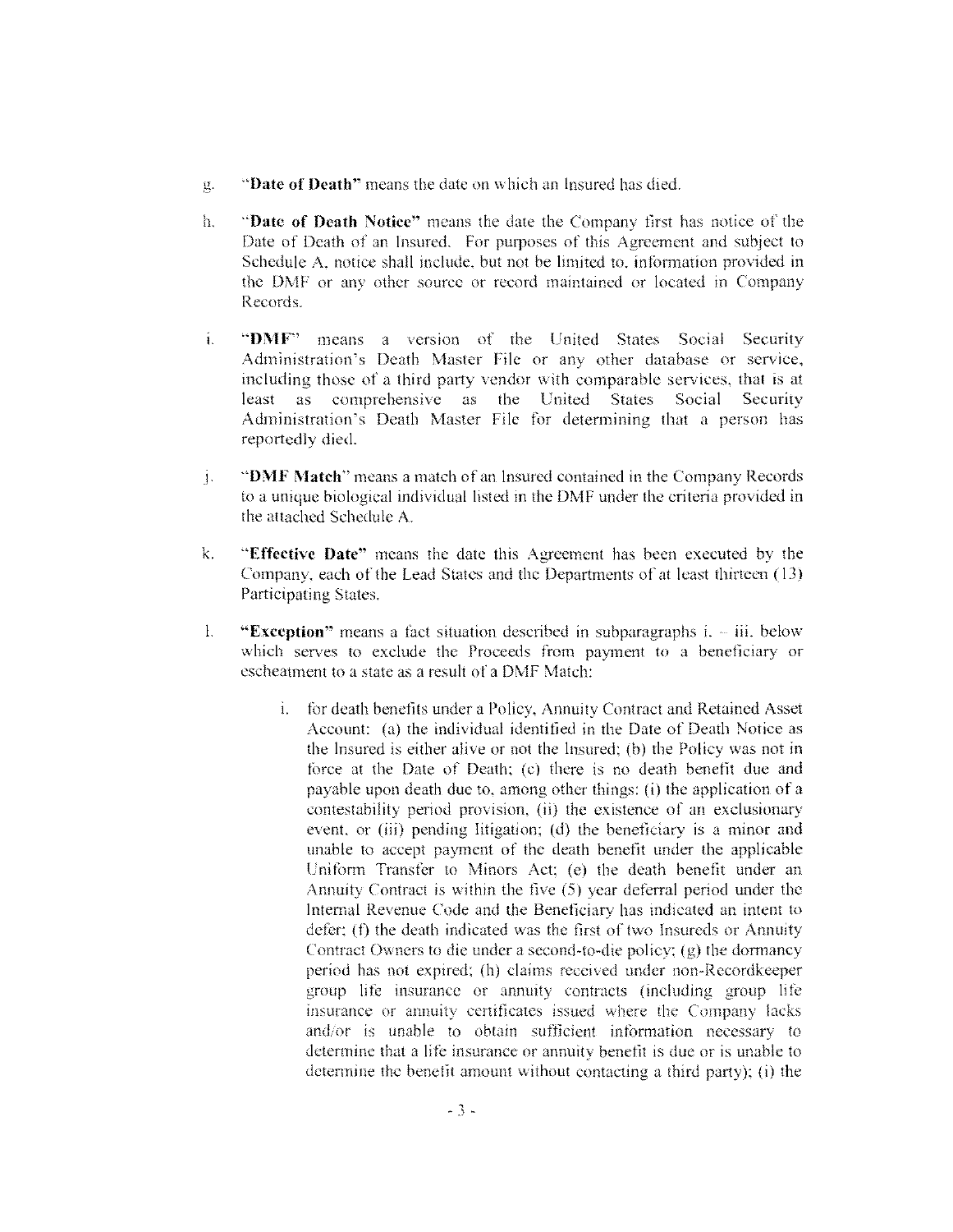g. **"Date of Death"** means the date on which an Insured has died.

h. **"Date of Death Notice"** means the date the Company first has notice of the Date of Death of an Insured. For purposes of this Agreement and subject to Schedule A, notice shall include, but not be limited to, information provided in the DMF or any other source or record maintained or located in Company Records.

i. **"DMF"** means a version of the United States Social Security Administration's Death Master File or any other database or service, including those of a third party vendor with comparable services, that is at least as comprehensive as the United States Social Security Administration's Death Master File for determining that a person has reportedly died.

j. **"DMF Match"** means a match of an Insured contained in the Company Records to a unique biological individual listed in the DMF under the criteria provided in the attached Schedule A.

k. **"Effective Date"** means the date this Agreement has been executed by the Company, each of the Lead States and the Departments of at least thirteen (13) Participating States.

l. **"Exception"** means a fact situation described in subparagraphs i. – iii. below which serves to exclude the Proceeds from payment to a beneficiary or escheatment to a state as a result of a DMF Match:

   i. for death benefits under a Policy, Annuity Contract and Retained Asset Account: (a) the individual identified in the Date of Death Notice as the Insured is either alive or not the Insured; (b) the Policy was not in force at the Date of Death; (c) there is no death benefit due and payable upon death due to, among other things: (i) the application of a contestability period provision, (ii) the existence of an exclusionary event, or (iii) pending litigation; (d) the beneficiary is a minor and unable to accept payment of the death benefit under the applicable Uniform Transfer to Minors Act; (e) the death benefit under an Annuity Contract is within the five (5) year deferral period under the Internal Revenue Code and the Beneficiary has indicated an intent to defer; (f) the death indicated was the first of two Insureds or Annuity Contract Owners to die under a second-to-die policy; (g) the dormancy period has not expired; (h) claims received under non-Recordkeeper group life insurance or annuity contracts (including group life insurance or annuity certificates issued where the Company lacks and/or is unable to obtain sufficient information necessary to determine that a life insurance or annuity benefit is due or is unable to determine the benefit amount without contacting a third party); (i) the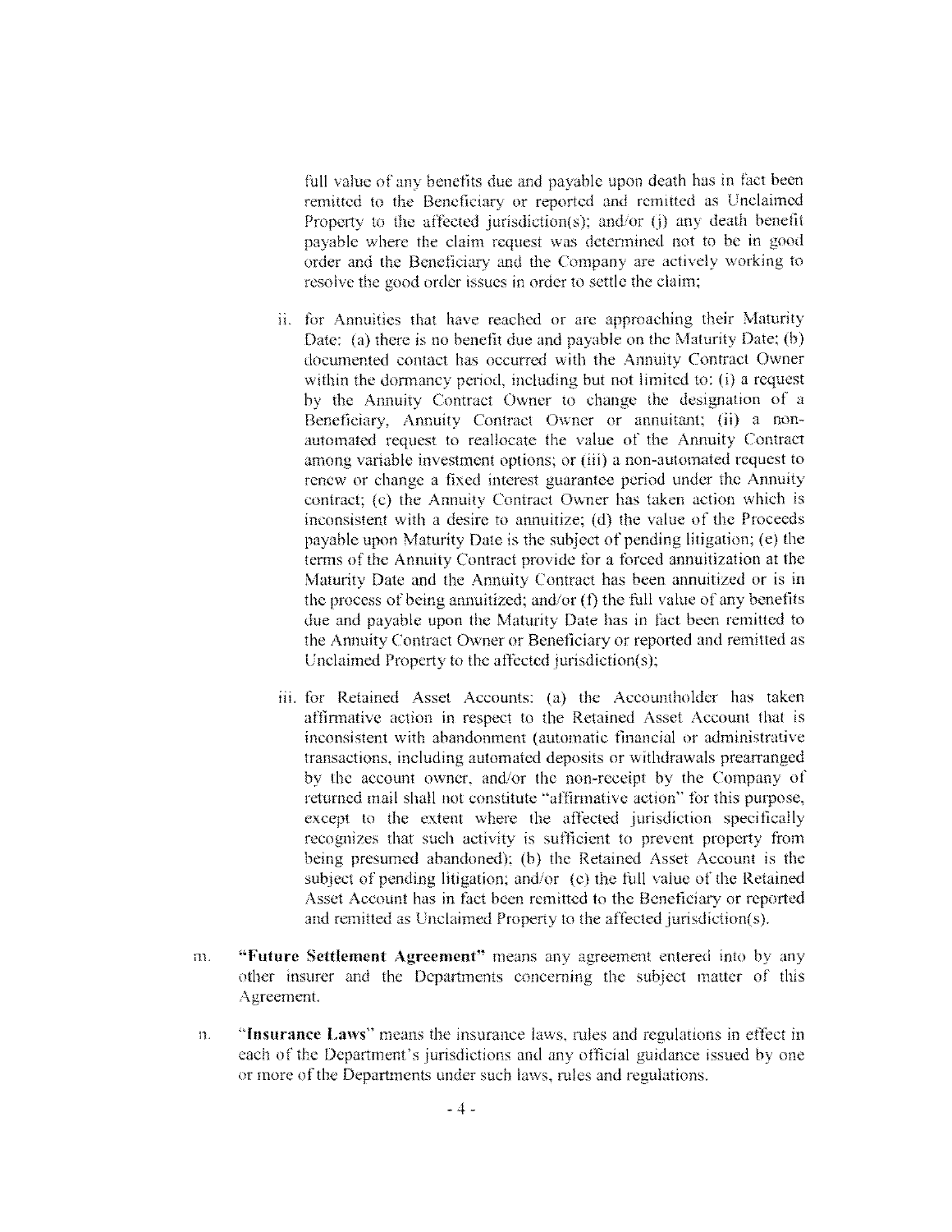full value of any benefits due and payable upon death has in fact been remitted to the Beneficiary or reported and remitted as Unclaimed Property to the affected jurisdiction(s); and/or (j) any death benefit payable where the claim request was determined not to be in good order and the Beneficiary and the Company are actively working to resolve the good order issues in order to settle the claim;

ii. for Annuities that have reached or are approaching their Maturity Date: (a) there is no benefit due and payable on the Maturity Date; (b) documented contact has occurred with the Annuity Contract Owner within the dormancy period, including but not limited to: (i) a request by the Annuity Contract Owner to change the designation of a Beneficiary, Annuity Contract Owner or annuitant; (ii) a non-automated request to reallocate the value of the Annuity Contract among variable investment options; or (iii) a non-automated request to renew or change a fixed interest guarantee period under the Annuity contract; (c) the Annuity Contract Owner has taken action which is inconsistent with a desire to annuitize; (d) the value of the Proceeds payable upon Maturity Date is the subject of pending litigation; (e) the terms of the Annuity Contract provide for a forced annuitization at the Maturity Date and the Annuity Contract has been annuitized or is in the process of being annuitized; and/or (f) the full value of any benefits due and payable upon the Maturity Date has in fact been remitted to the Annuity Contract Owner or Beneficiary or reported and remitted as Unclaimed Property to the affected jurisdiction(s);

iii. for Retained Asset Accounts: (a) the Accountholder has taken affirmative action in respect to the Retained Asset Account that is inconsistent with abandonment (automatic financial or administrative transactions, including automated deposits or withdrawals prearranged by the account owner, and/or the non-receipt by the Company of returned mail shall not constitute "affirmative action" for this purpose, except to the extent where the affected jurisdiction specifically recognizes that such activity is sufficient to prevent property from being presumed abandoned); (b) the Retained Asset Account is the subject of pending litigation; and/or (c) the full value of the Retained Asset Account has in fact been remitted to the Beneficiary or reported and remitted as Unclaimed Property to the affected jurisdiction(s).

m. **"Future Settlement Agreement"** means any agreement entered into by any other insurer and the Departments concerning the subject matter of this Agreement.

n. **"Insurance Laws"** means the insurance laws, rules and regulations in effect in each of the Department's jurisdictions and any official guidance issued by one or more of the Departments under such laws, rules and regulations.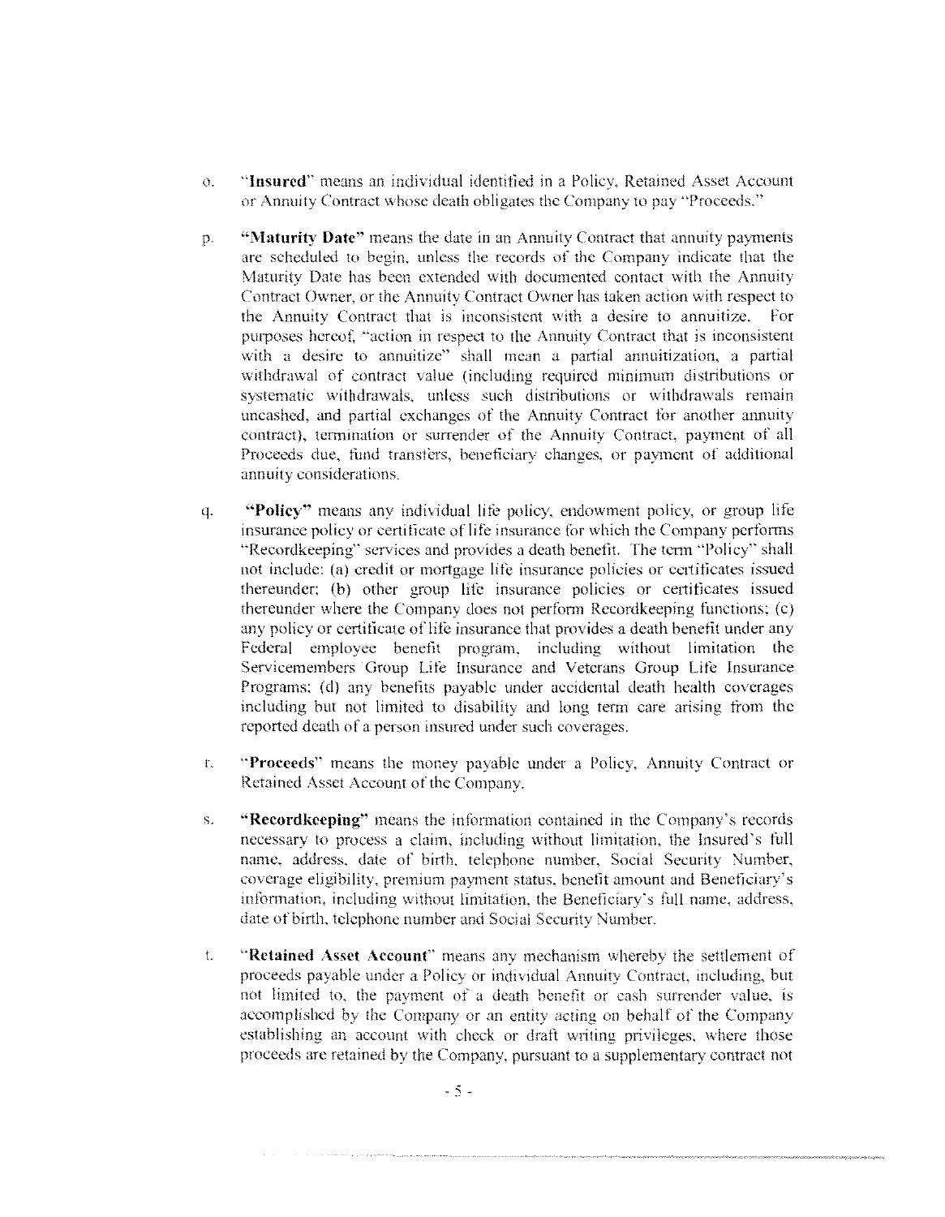o. "**Insured**" means an individual identified in a Policy, Retained Asset Account or Annuity Contract whose death obligates the Company to pay "Proceeds."

p. **"Maturity Date"** means the date in an Annuity Contract that annuity payments are scheduled to begin, unless the records of the Company indicate that the Maturity Date has been extended with documented contact with the Annuity Contract Owner, or the Annuity Contract Owner has taken action with respect to the Annuity Contract that is inconsistent with a desire to annuitize. For purposes hereof, "action in respect to the Annuity Contract that is inconsistent with a desire to annuitize" shall mean a partial annuitization, a partial withdrawal of contract value (including required minimum distributions or systematic withdrawals, unless such distributions or withdrawals remain uncashed, and partial exchanges of the Annuity Contract for another annuity contract), termination or surrender of the Annuity Contract, payment of all Proceeds due, fund transfers, beneficiary changes, or payment of additional annuity considerations.

q. **"Policy"** means any individual life policy, endowment policy, or group life insurance policy or certificate of life insurance for which the Company performs "Recordkeeping" services and provides a death benefit. The term "Policy" shall not include: (a) credit or mortgage life insurance policies or certificates issued thereunder; (b) other group life insurance policies or certificates issued thereunder where the Company does not perform Recordkeeping functions; (c) any policy or certificate of life insurance that provides a death benefit under any Federal employee benefit program, including without limitation the Servicemembers Group Life Insurance and Veterans Group Life Insurance Programs; (d) any benefits payable under accidental death health coverages including but not limited to disability and long term care arising from the reported death of a person insured under such coverages.

r. "**Proceeds**" means the money payable under a Policy, Annuity Contract or Retained Asset Account of the Company.

s. **"Recordkeeping"** means the information contained in the Company's records necessary to process a claim, including without limitation, the Insured's full name, address, date of birth, telephone number, Social Security Number, coverage eligibility, premium payment status, benefit amount and Beneficiary's information, including without limitation, the Beneficiary's full name, address, date of birth, telephone number and Social Security Number.

t. "**Retained Asset Account**" means any mechanism whereby the settlement of proceeds payable under a Policy or individual Annuity Contract, including, but not limited to, the payment of a death benefit or cash surrender value, is accomplished by the Company or an entity acting on behalf of the Company establishing an account with check or draft writing privileges, where those proceeds are retained by the Company, pursuant to a supplementary contract not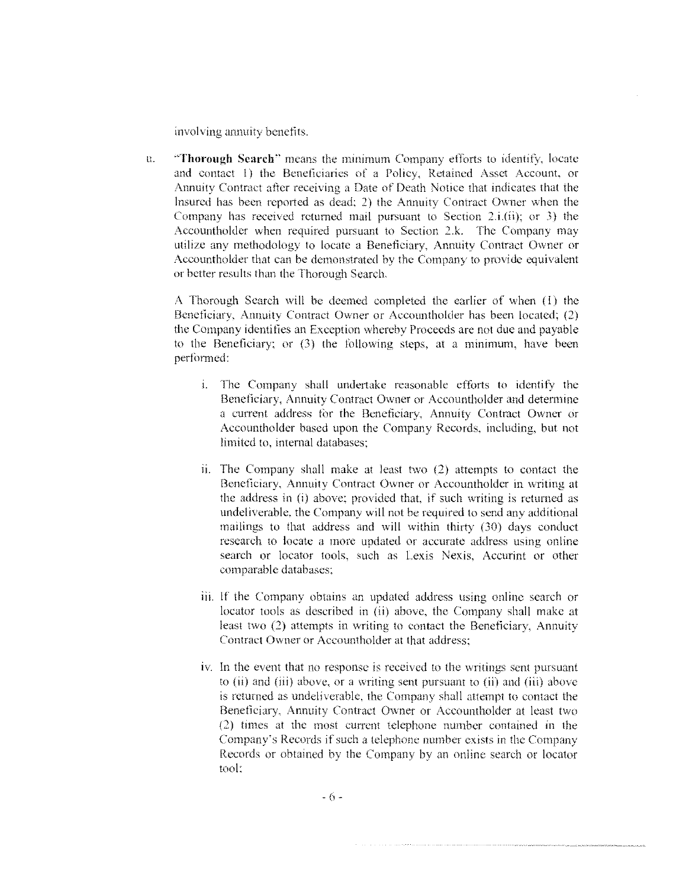involving annuity benefits.

u. "**Thorough Search**" means the minimum Company efforts to identify, locate and contact 1) the Beneficiaries of a Policy, Retained Asset Account, or Annuity Contract after receiving a Date of Death Notice that indicates that the Insured has been reported as dead; 2) the Annuity Contract Owner when the Company has received returned mail pursuant to Section 2.i.(ii); or 3) the Accountholder when required pursuant to Section 2.k. The Company may utilize any methodology to locate a Beneficiary, Annuity Contract Owner or Accountholder that can be demonstrated by the Company to provide equivalent or better results than the Thorough Search.

A Thorough Search will be deemed completed the earlier of when (1) the Beneficiary, Annuity Contract Owner or Accountholder has been located; (2) the Company identifies an Exception whereby Proceeds are not due and payable to the Beneficiary; or (3) the following steps, at a minimum, have been performed:

i. The Company shall undertake reasonable efforts to identify the Beneficiary, Annuity Contract Owner or Accountholder and determine a current address for the Beneficiary, Annuity Contract Owner or Accountholder based upon the Company Records, including, but not limited to, internal databases;

ii. The Company shall make at least two (2) attempts to contact the Beneficiary, Annuity Contract Owner or Accountholder in writing at the address in (i) above; provided that, if such writing is returned as undeliverable, the Company will not be required to send any additional mailings to that address and will within thirty (30) days conduct research to locate a more updated or accurate address using online search or locator tools, such as Lexis Nexis, Accurint or other comparable databases;

iii. If the Company obtains an updated address using online search or locator tools as described in (ii) above, the Company shall make at least two (2) attempts in writing to contact the Beneficiary, Annuity Contract Owner or Accountholder at that address;

iv. In the event that no response is received to the writings sent pursuant to (ii) and (iii) above, or a writing sent pursuant to (ii) and (iii) above is returned as undeliverable, the Company shall attempt to contact the Beneficiary, Annuity Contract Owner or Accountholder at least two (2) times at the most current telephone number contained in the Company's Records if such a telephone number exists in the Company Records or obtained by the Company by an online search or locator tool;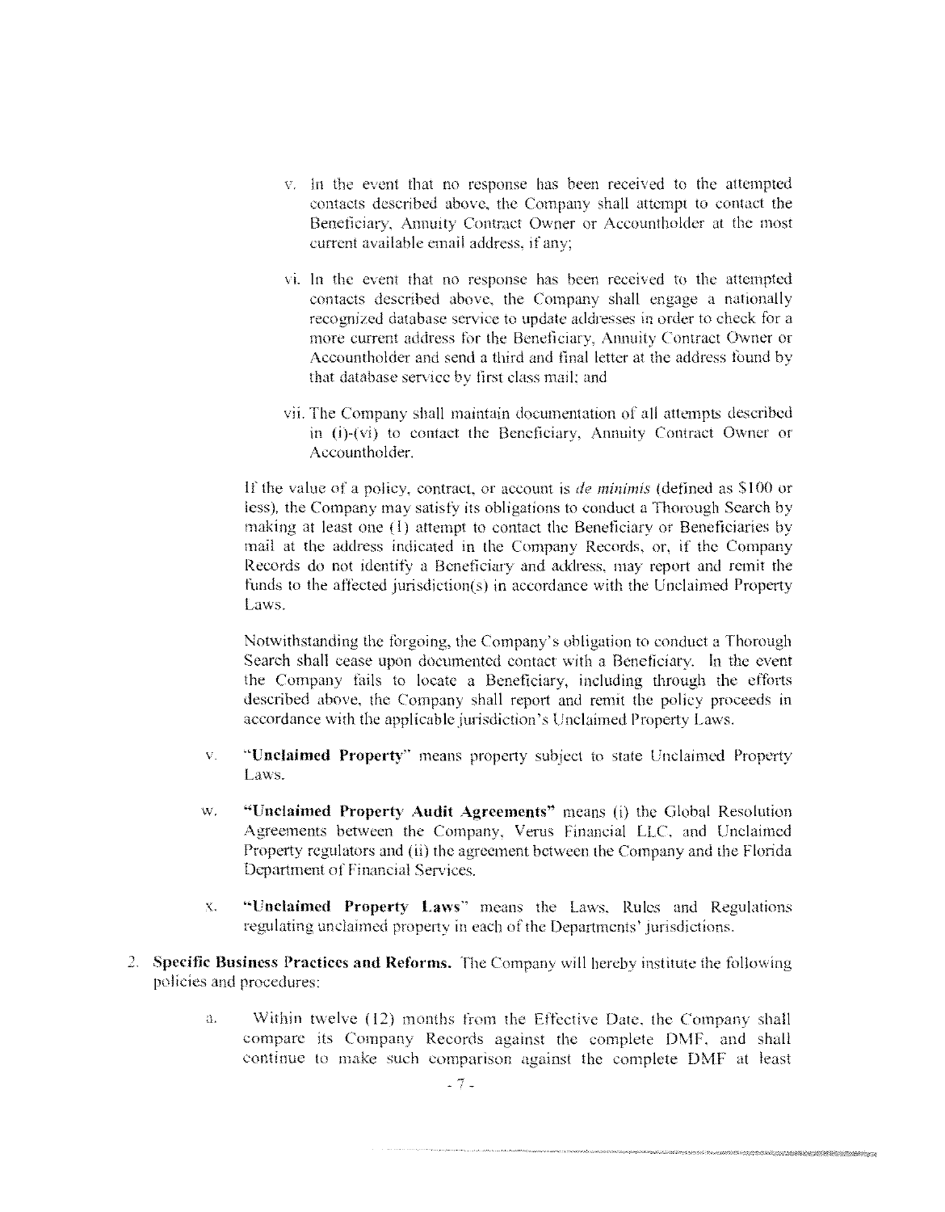v. In the event that no response has been received to the attempted contacts described above, the Company shall attempt to contact the Beneficiary, Annuity Contract Owner or Accountholder at the most current available email address, if any;

vi. In the event that no response has been received to the attempted contacts described above, the Company shall engage a nationally recognized database service to update addresses in order to check for a more current address for the Beneficiary, Annuity Contract Owner or Accountholder and send a third and final letter at the address found by that database service by first class mail; and

vii. The Company shall maintain documentation of all attempts described in (i)-(vi) to contact the Beneficiary, Annuity Contract Owner or Accountholder.

If the value of a policy, contract, or account is *de minimis* (defined as $100 or less), the Company may satisfy its obligations to conduct a Thorough Search by making at least one (1) attempt to contact the Beneficiary or Beneficiaries by mail at the address indicated in the Company Records, or, if the Company Records do not identify a Beneficiary and address, may report and remit the funds to the affected jurisdiction(s) in accordance with the Unclaimed Property Laws.

Notwithstanding the forgoing, the Company's obligation to conduct a Thorough Search shall cease upon documented contact with a Beneficiary. In the event the Company fails to locate a Beneficiary, including through the efforts described above, the Company shall report and remit the policy proceeds in accordance with the applicable jurisdiction's Unclaimed Property Laws.

v. **"Unclaimed Property"** means property subject to state Unclaimed Property Laws.

w. **"Unclaimed Property Audit Agreements"** means (i) the Global Resolution Agreements between the Company, Verus Financial LLC, and Unclaimed Property regulators and (ii) the agreement between the Company and the Florida Department of Financial Services.

x. **"Unclaimed Property Laws"** means the Laws, Rules and Regulations regulating unclaimed property in each of the Departments' jurisdictions.

2. **Specific Business Practices and Reforms.** The Company will hereby institute the following policies and procedures:

   a. Within twelve (12) months from the Effective Date, the Company shall compare its Company Records against the complete DMF, and shall continue to make such comparison against the complete DMF at least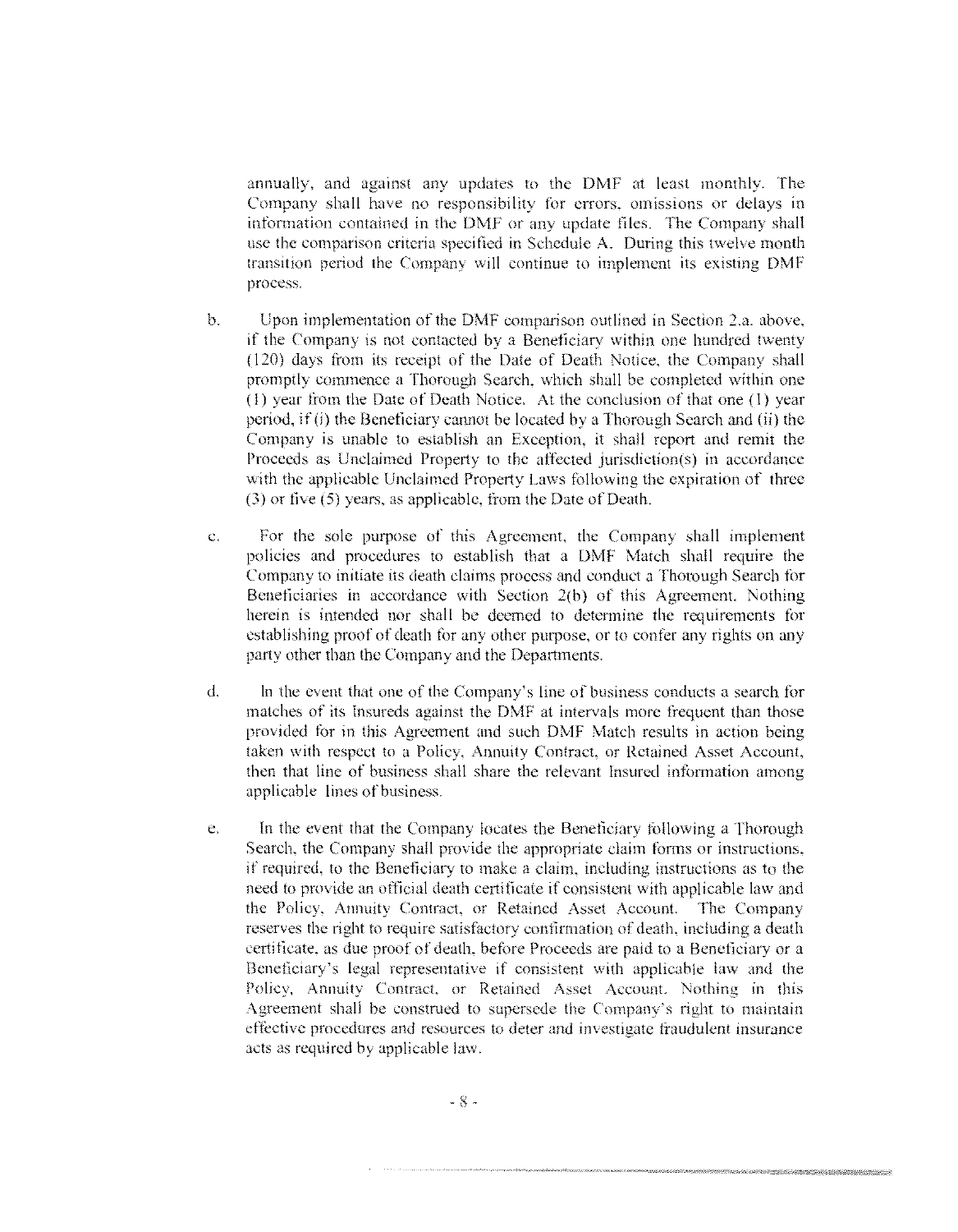annually, and against any updates to the DMF at least monthly. The Company shall have no responsibility for errors, omissions or delays in information contained in the DMF or any update files. The Company shall use the comparison criteria specified in Schedule A. During this twelve month transition period the Company will continue to implement its existing DMF process.

b. Upon implementation of the DMF comparison outlined in Section 2.a. above, if the Company is not contacted by a Beneficiary within one hundred twenty (120) days from its receipt of the Date of Death Notice, the Company shall promptly commence a Thorough Search, which shall be completed within one (1) year from the Date of Death Notice. At the conclusion of that one (1) year period, if (i) the Beneficiary cannot be located by a Thorough Search and (ii) the Company is unable to establish an Exception, it shall report and remit the Proceeds as Unclaimed Property to the affected jurisdiction(s) in accordance with the applicable Unclaimed Property Laws following the expiration of three (3) or five (5) years, as applicable, from the Date of Death.

c. For the sole purpose of this Agreement, the Company shall implement policies and procedures to establish that a DMF Match shall require the Company to initiate its death claims process and conduct a Thorough Search for Beneficiaries in accordance with Section 2(b) of this Agreement. Nothing herein is intended nor shall be deemed to determine the requirements for establishing proof of death for any other purpose, or to confer any rights on any party other than the Company and the Departments.

d. In the event that one of the Company's line of business conducts a search for matches of its Insureds against the DMF at intervals more frequent than those provided for in this Agreement and such DMF Match results in action being taken with respect to a Policy, Annuity Contract, or Retained Asset Account, then that line of business shall share the relevant Insured information among applicable lines of business.

e. In the event that the Company locates the Beneficiary following a Thorough Search, the Company shall provide the appropriate claim forms or instructions, if required, to the Beneficiary to make a claim, including instructions as to the need to provide an official death certificate if consistent with applicable law and the Policy, Annuity Contract, or Retained Asset Account. The Company reserves the right to require satisfactory confirmation of death, including a death certificate, as due proof of death, before Proceeds are paid to a Beneficiary or a Beneficiary's legal representative if consistent with applicable law and the Policy, Annuity Contract, or Retained Asset Account. Nothing in this Agreement shall be construed to supersede the Company's right to maintain effective procedures and resources to deter and investigate fraudulent insurance acts as required by applicable law.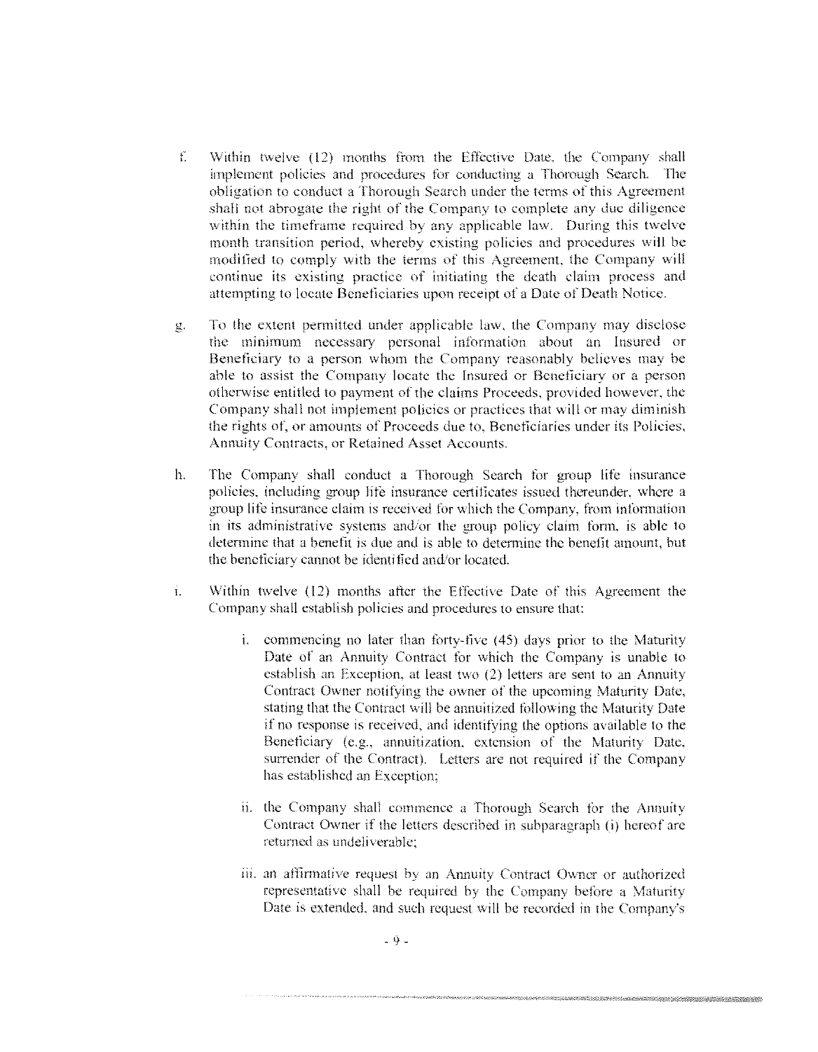f. Within twelve (12) months from the Effective Date, the Company shall implement policies and procedures for conducting a Thorough Search. The obligation to conduct a Thorough Search under the terms of this Agreement shall not abrogate the right of the Company to complete any due diligence within the timeframe required by any applicable law. During this twelve month transition period, whereby existing policies and procedures will be modified to comply with the terms of this Agreement, the Company will continue its existing practice of initiating the death claim process and attempting to locate Beneficiaries upon receipt of a Date of Death Notice.

g. To the extent permitted under applicable law, the Company may disclose the minimum necessary personal information about an Insured or Beneficiary to a person whom the Company reasonably believes may be able to assist the Company locate the Insured or Beneficiary or a person otherwise entitled to payment of the claims Proceeds, provided however, the Company shall not implement policies or practices that will or may diminish the rights of, or amounts of Proceeds due to, Beneficiaries under its Policies, Annuity Contracts, or Retained Asset Accounts.

h. The Company shall conduct a Thorough Search for group life insurance policies, including group life insurance certificates issued thereunder, where a group life insurance claim is received for which the Company, from information in its administrative systems and/or the group policy claim form, is able to determine that a benefit is due and is able to determine the benefit amount, but the beneficiary cannot be identified and/or located.

i. Within twelve (12) months after the Effective Date of this Agreement the Company shall establish policies and procedures to ensure that:

   i. commencing no later than forty-five (45) days prior to the Maturity Date of an Annuity Contract for which the Company is unable to establish an Exception, at least two (2) letters are sent to an Annuity Contract Owner notifying the owner of the upcoming Maturity Date, stating that the Contract will be annuitized following the Maturity Date if no response is received, and identifying the options available to the Beneficiary (e.g., annuitization, extension of the Maturity Date, surrender of the Contract). Letters are not required if the Company has established an Exception;

   ii. the Company shall commence a Thorough Search for the Annuity Contract Owner if the letters described in subparagraph (i) hereof are returned as undeliverable;

   iii. an affirmative request by an Annuity Contract Owner or authorized representative shall be required by the Company before a Maturity Date is extended, and such request will be recorded in the Company's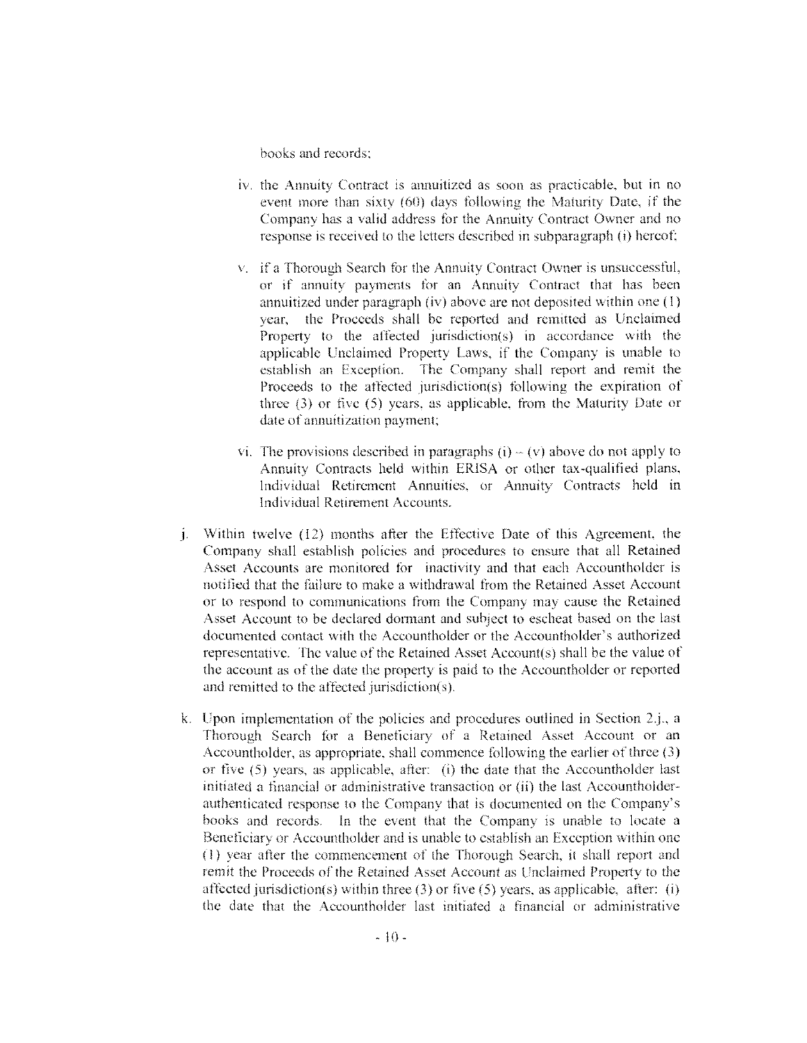books and records;

iv. the Annuity Contract is annuitized as soon as practicable, but in no event more than sixty (60) days following the Maturity Date, if the Company has a valid address for the Annuity Contract Owner and no response is received to the letters described in subparagraph (i) hereof;

v. if a Thorough Search for the Annuity Contract Owner is unsuccessful, or if annuity payments for an Annuity Contract that has been annuitized under paragraph (iv) above are not deposited within one (1) year, the Proceeds shall be reported and remitted as Unclaimed Property to the affected jurisdiction(s) in accordance with the applicable Unclaimed Property Laws, if the Company is unable to establish an Exception. The Company shall report and remit the Proceeds to the affected jurisdiction(s) following the expiration of three (3) or five (5) years, as applicable, from the Maturity Date or date of annuitization payment;

vi. The provisions described in paragraphs (i) – (v) above do not apply to Annuity Contracts held within ERISA or other tax-qualified plans, Individual Retirement Annuities, or Annuity Contracts held in Individual Retirement Accounts.

j. Within twelve (12) months after the Effective Date of this Agreement, the Company shall establish policies and procedures to ensure that all Retained Asset Accounts are monitored for inactivity and that each Accountholder is notified that the failure to make a withdrawal from the Retained Asset Account or to respond to communications from the Company may cause the Retained Asset Account to be declared dormant and subject to escheat based on the last documented contact with the Accountholder or the Accountholder's authorized representative. The value of the Retained Asset Account(s) shall be the value of the account as of the date the property is paid to the Accountholder or reported and remitted to the affected jurisdiction(s).

k. Upon implementation of the policies and procedures outlined in Section 2.j., a Thorough Search for a Beneficiary of a Retained Asset Account or an Accountholder, as appropriate, shall commence following the earlier of three (3) or five (5) years, as applicable, after: (i) the date that the Accountholder last initiated a financial or administrative transaction or (ii) the last Accountholder-authenticated response to the Company that is documented on the Company's books and records. In the event that the Company is unable to locate a Beneficiary or Accountholder and is unable to establish an Exception within one (1) year after the commencement of the Thorough Search, it shall report and remit the Proceeds of the Retained Asset Account as Unclaimed Property to the affected jurisdiction(s) within three (3) or five (5) years, as applicable, after: (i) the date that the Accountholder last initiated a financial or administrative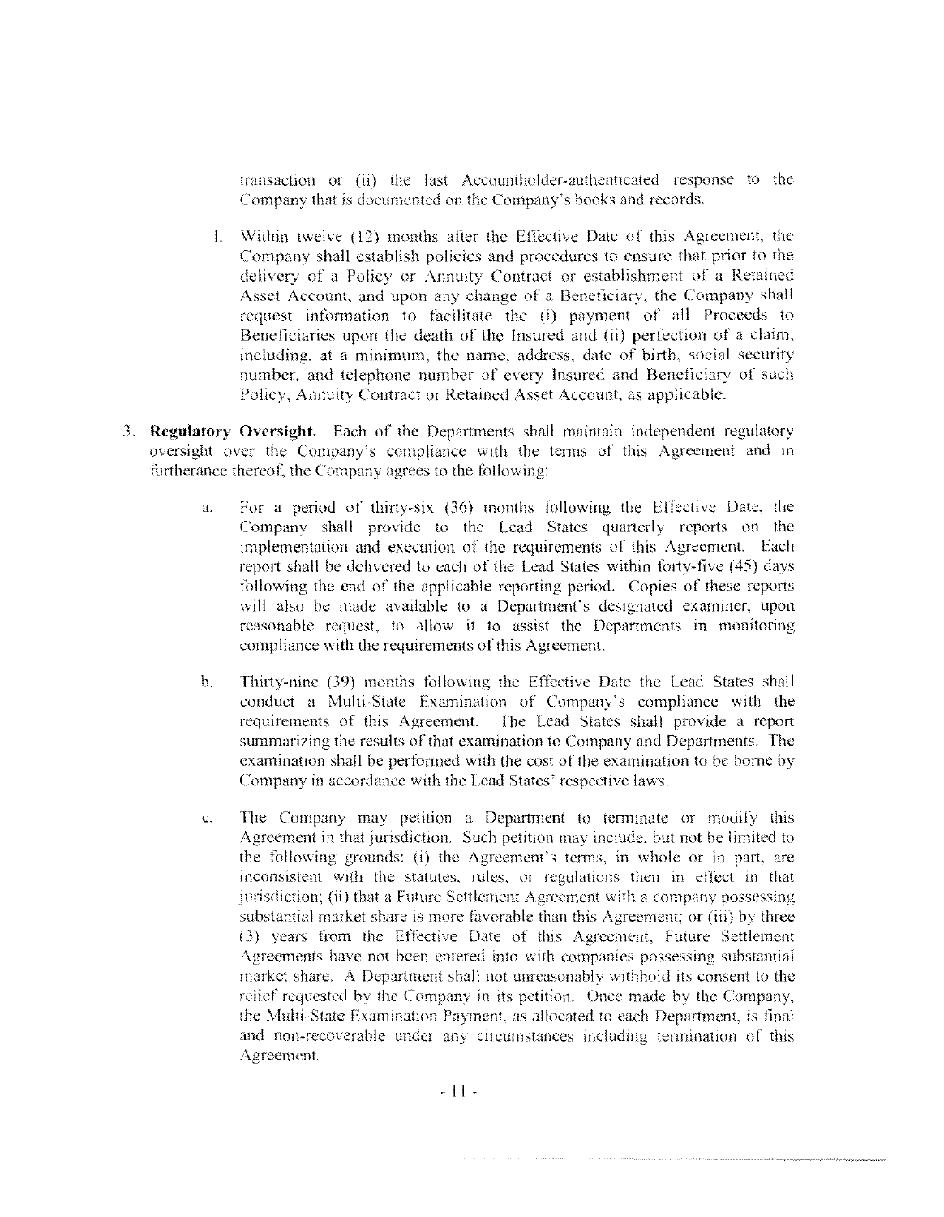transaction or (ii) the last Accountholder-authenticated response to the Company that is documented on the Company's books and records.

l. Within twelve (12) months after the Effective Date of this Agreement, the Company shall establish policies and procedures to ensure that prior to the delivery of a Policy or Annuity Contract or establishment of a Retained Asset Account, and upon any change of a Beneficiary, the Company shall request information to facilitate the (i) payment of all Proceeds to Beneficiaries upon the death of the Insured and (ii) perfection of a claim, including, at a minimum, the name, address, date of birth, social security number, and telephone number of every Insured and Beneficiary of such Policy, Annuity Contract or Retained Asset Account, as applicable.

3. **Regulatory Oversight.** Each of the Departments shall maintain independent regulatory oversight over the Company's compliance with the terms of this Agreement and in furtherance thereof, the Company agrees to the following:

   a. For a period of thirty-six (36) months following the Effective Date, the Company shall provide to the Lead States quarterly reports on the implementation and execution of the requirements of this Agreement. Each report shall be delivered to each of the Lead States within forty-five (45) days following the end of the applicable reporting period. Copies of these reports will also be made available to a Department's designated examiner, upon reasonable request, to allow it to assist the Departments in monitoring compliance with the requirements of this Agreement.

   b. Thirty-nine (39) months following the Effective Date the Lead States shall conduct a Multi-State Examination of Company's compliance with the requirements of this Agreement. The Lead States shall provide a report summarizing the results of that examination to Company and Departments. The examination shall be performed with the cost of the examination to be borne by Company in accordance with the Lead States' respective laws.

   c. The Company may petition a Department to terminate or modify this Agreement in that jurisdiction. Such petition may include, but not be limited to the following grounds: (i) the Agreement's terms, in whole or in part, are inconsistent with the statutes, rules, or regulations then in effect in that jurisdiction; (ii) that a Future Settlement Agreement with a company possessing substantial market share is more favorable than this Agreement; or (iii) by three (3) years from the Effective Date of this Agreement, Future Settlement Agreements have not been entered into with companies possessing substantial market share. A Department shall not unreasonably withhold its consent to the relief requested by the Company in its petition. Once made by the Company, the Multi-State Examination Payment, as allocated to each Department, is final and non-recoverable under any circumstances including termination of this Agreement.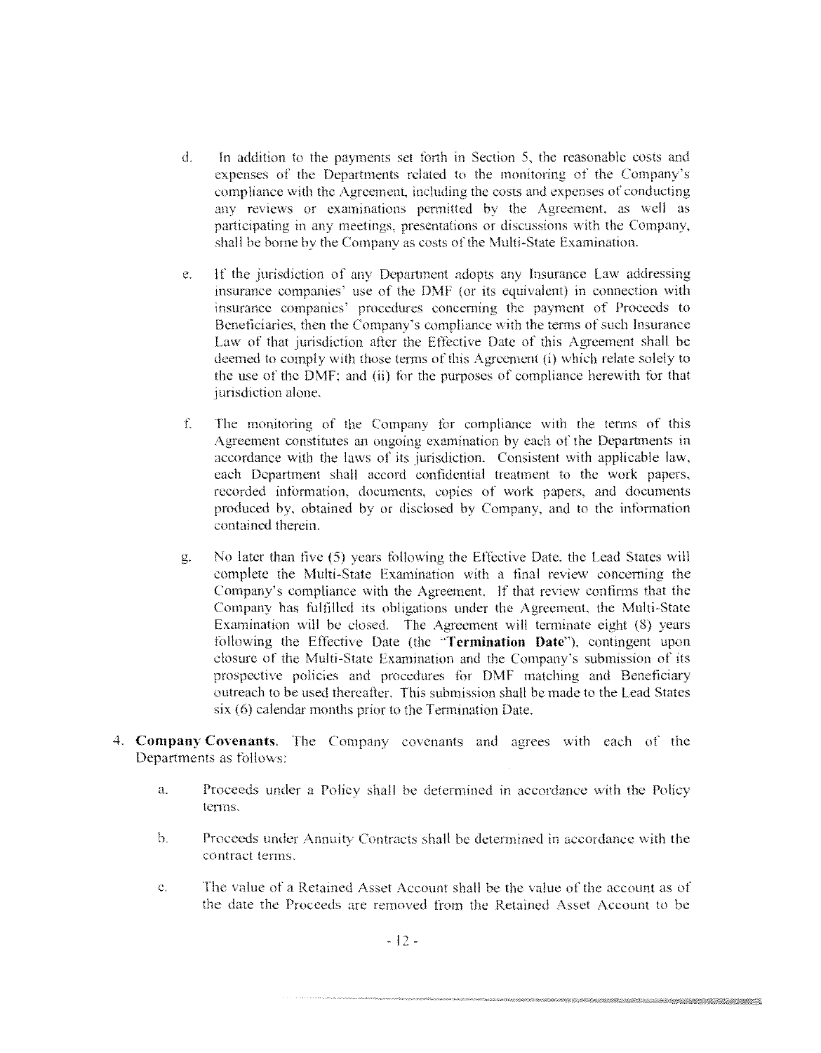d. In addition to the payments set forth in Section 5, the reasonable costs and expenses of the Departments related to the monitoring of the Company's compliance with the Agreement, including the costs and expenses of conducting any reviews or examinations permitted by the Agreement, as well as participating in any meetings, presentations or discussions with the Company, shall be borne by the Company as costs of the Multi-State Examination.

e. If the jurisdiction of any Department adopts any Insurance Law addressing insurance companies' use of the DMF (or its equivalent) in connection with insurance companies' procedures concerning the payment of Proceeds to Beneficiaries, then the Company's compliance with the terms of such Insurance Law of that jurisdiction after the Effective Date of this Agreement shall be deemed to comply with those terms of this Agreement (i) which relate solely to the use of the DMF; and (ii) for the purposes of compliance herewith for that jurisdiction alone.

f. The monitoring of the Company for compliance with the terms of this Agreement constitutes an ongoing examination by each of the Departments in accordance with the laws of its jurisdiction. Consistent with applicable law, each Department shall accord confidential treatment to the work papers, recorded information, documents, copies of work papers, and documents produced by, obtained by or disclosed by Company, and to the information contained therein.

g. No later than five (5) years following the Effective Date, the Lead States will complete the Multi-State Examination with a final review concerning the Company's compliance with the Agreement. If that review confirms that the Company has fulfilled its obligations under the Agreement, the Multi-State Examination will be closed. The Agreement will terminate eight (8) years following the Effective Date (the "**Termination Date**"), contingent upon closure of the Multi-State Examination and the Company's submission of its prospective policies and procedures for DMF matching and Beneficiary outreach to be used thereafter. This submission shall be made to the Lead States six (6) calendar months prior to the Termination Date.

4. **Company Covenants.** The Company covenants and agrees with each of the Departments as follows:

   a. Proceeds under a Policy shall be determined in accordance with the Policy terms.

   b. Proceeds under Annuity Contracts shall be determined in accordance with the contract terms.

   c. The value of a Retained Asset Account shall be the value of the account as of the date the Proceeds are removed from the Retained Asset Account to be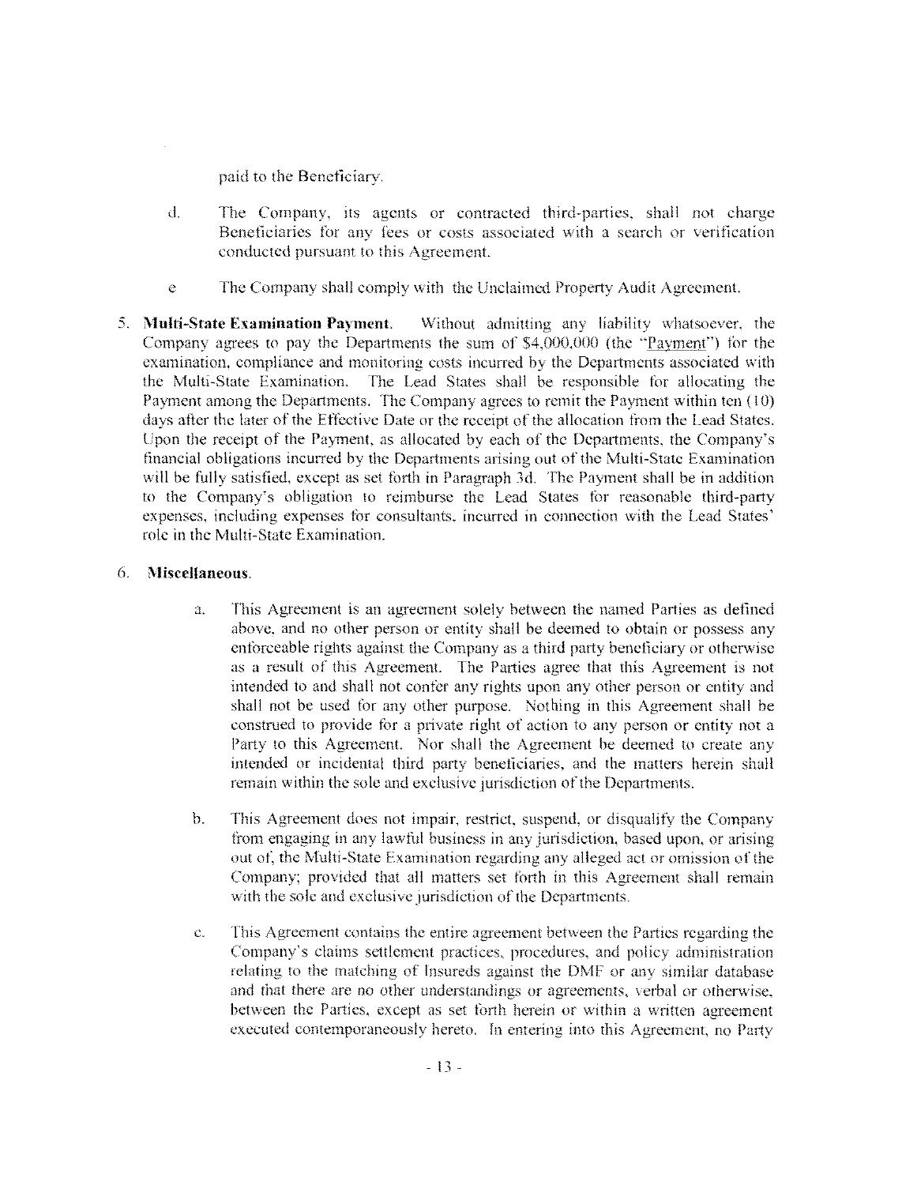paid to the Beneficiary.

d. The Company, its agents or contracted third-parties, shall not charge Beneficiaries for any fees or costs associated with a search or verification conducted pursuant to this Agreement.

e The Company shall comply with the Unclaimed Property Audit Agreement.

5. **Multi-State Examination Payment.** Without admitting any liability whatsoever, the Company agrees to pay the Departments the sum of $4,000,000 (the "Payment") for the examination, compliance and monitoring costs incurred by the Departments associated with the Multi-State Examination. The Lead States shall be responsible for allocating the Payment among the Departments. The Company agrees to remit the Payment within ten (10) days after the later of the Effective Date or the receipt of the allocation from the Lead States. Upon the receipt of the Payment, as allocated by each of the Departments, the Company's financial obligations incurred by the Departments arising out of the Multi-State Examination will be fully satisfied, except as set forth in Paragraph 3d. The Payment shall be in addition to the Company's obligation to reimburse the Lead States for reasonable third-party expenses, including expenses for consultants, incurred in connection with the Lead States' role in the Multi-State Examination.

6. **Miscellaneous.**

   a. This Agreement is an agreement solely between the named Parties as defined above, and no other person or entity shall be deemed to obtain or possess any enforceable rights against the Company as a third party beneficiary or otherwise as a result of this Agreement. The Parties agree that this Agreement is not intended to and shall not confer any rights upon any other person or entity and shall not be used for any other purpose. Nothing in this Agreement shall be construed to provide for a private right of action to any person or entity not a Party to this Agreement. Nor shall the Agreement be deemed to create any intended or incidental third party beneficiaries, and the matters herein shall remain within the sole and exclusive jurisdiction of the Departments.

   b. This Agreement does not impair, restrict, suspend, or disqualify the Company from engaging in any lawful business in any jurisdiction, based upon, or arising out of, the Multi-State Examination regarding any alleged act or omission of the Company; provided that all matters set forth in this Agreement shall remain with the sole and exclusive jurisdiction of the Departments.

   c. This Agreement contains the entire agreement between the Parties regarding the Company's claims settlement practices, procedures, and policy administration relating to the matching of Insureds against the DMF or any similar database and that there are no other understandings or agreements, verbal or otherwise, between the Parties, except as set forth herein or within a written agreement executed contemporaneously hereto. In entering into this Agreement, no Party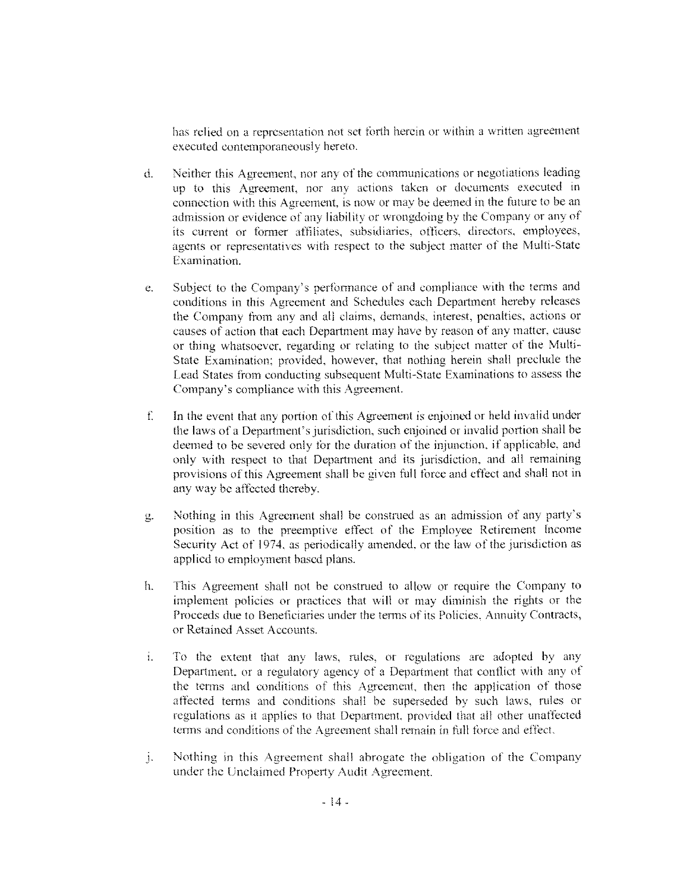has relied on a representation not set forth herein or within a written agreement executed contemporaneously hereto.

d. Neither this Agreement, nor any of the communications or negotiations leading up to this Agreement, nor any actions taken or documents executed in connection with this Agreement, is now or may be deemed in the future to be an admission or evidence of any liability or wrongdoing by the Company or any of its current or former affiliates, subsidiaries, officers, directors, employees, agents or representatives with respect to the subject matter of the Multi-State Examination.

e. Subject to the Company's performance of and compliance with the terms and conditions in this Agreement and Schedules each Department hereby releases the Company from any and all claims, demands, interest, penalties, actions or causes of action that each Department may have by reason of any matter, cause or thing whatsoever, regarding or relating to the subject matter of the Multi-State Examination; provided, however, that nothing herein shall preclude the Lead States from conducting subsequent Multi-State Examinations to assess the Company's compliance with this Agreement.

f. In the event that any portion of this Agreement is enjoined or held invalid under the laws of a Department's jurisdiction, such enjoined or invalid portion shall be deemed to be severed only for the duration of the injunction, if applicable, and only with respect to that Department and its jurisdiction, and all remaining provisions of this Agreement shall be given full force and effect and shall not in any way be affected thereby.

g. Nothing in this Agreement shall be construed as an admission of any party's position as to the preemptive effect of the Employee Retirement Income Security Act of 1974, as periodically amended, or the law of the jurisdiction as applied to employment based plans.

h. This Agreement shall not be construed to allow or require the Company to implement policies or practices that will or may diminish the rights or the Proceeds due to Beneficiaries under the terms of its Policies, Annuity Contracts, or Retained Asset Accounts.

i. To the extent that any laws, rules, or regulations are adopted by any Department, or a regulatory agency of a Department that conflict with any of the terms and conditions of this Agreement, then the application of those affected terms and conditions shall be superseded by such laws, rules or regulations as it applies to that Department, provided that all other unaffected terms and conditions of the Agreement shall remain in full force and effect.

j. Nothing in this Agreement shall abrogate the obligation of the Company under the Unclaimed Property Audit Agreement.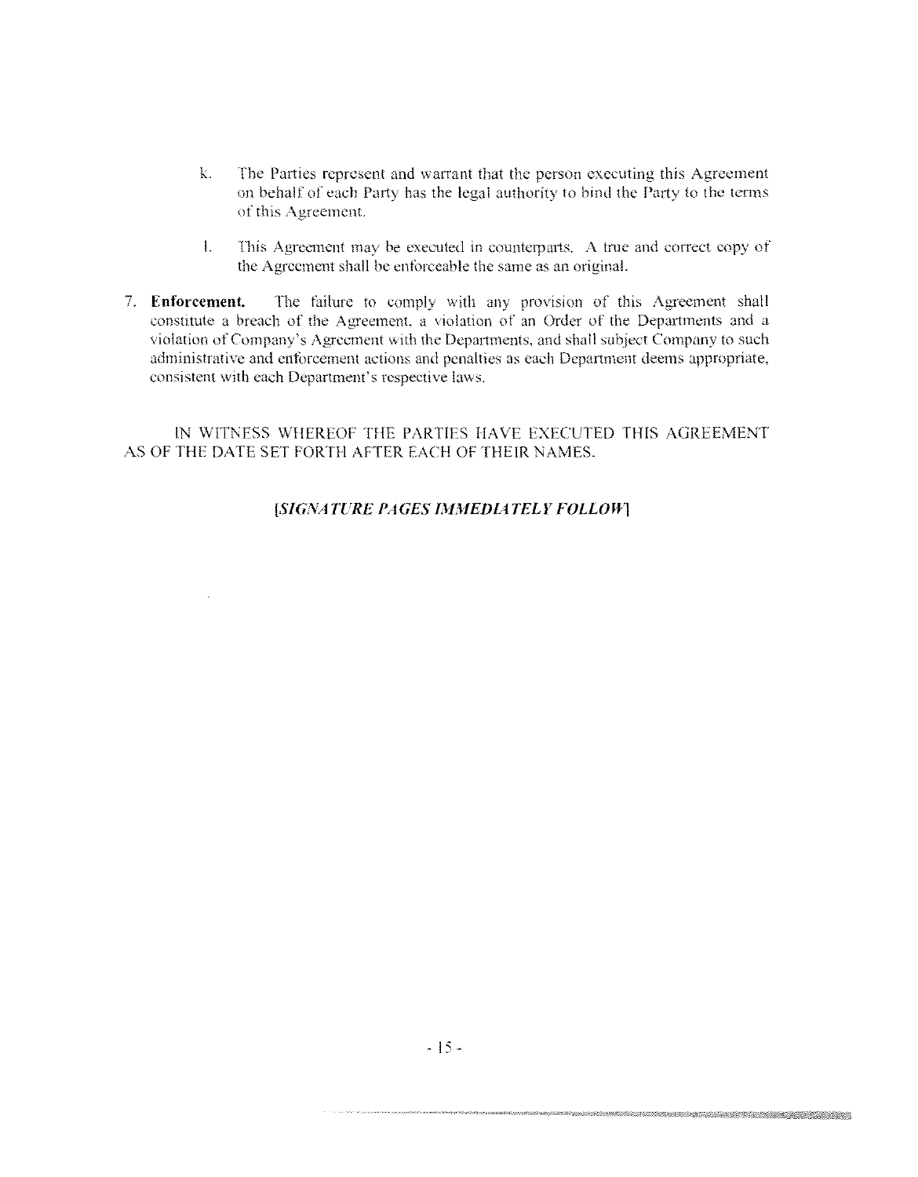k. The Parties represent and warrant that the person executing this Agreement on behalf of each Party has the legal authority to bind the Party to the terms of this Agreement.

l. This Agreement may be executed in counterparts. A true and correct copy of the Agreement shall be enforceable the same as an original.

7. **Enforcement.** The failure to comply with any provision of this Agreement shall constitute a breach of the Agreement, a violation of an Order of the Departments and a violation of Company's Agreement with the Departments, and shall subject Company to such administrative and enforcement actions and penalties as each Department deems appropriate, consistent with each Department's respective laws.

IN WITNESS WHEREOF THE PARTIES HAVE EXECUTED THIS AGREEMENT AS OF THE DATE SET FORTH AFTER EACH OF THEIR NAMES.

[*SIGNATURE PAGES IMMEDIATELY FOLLOW*]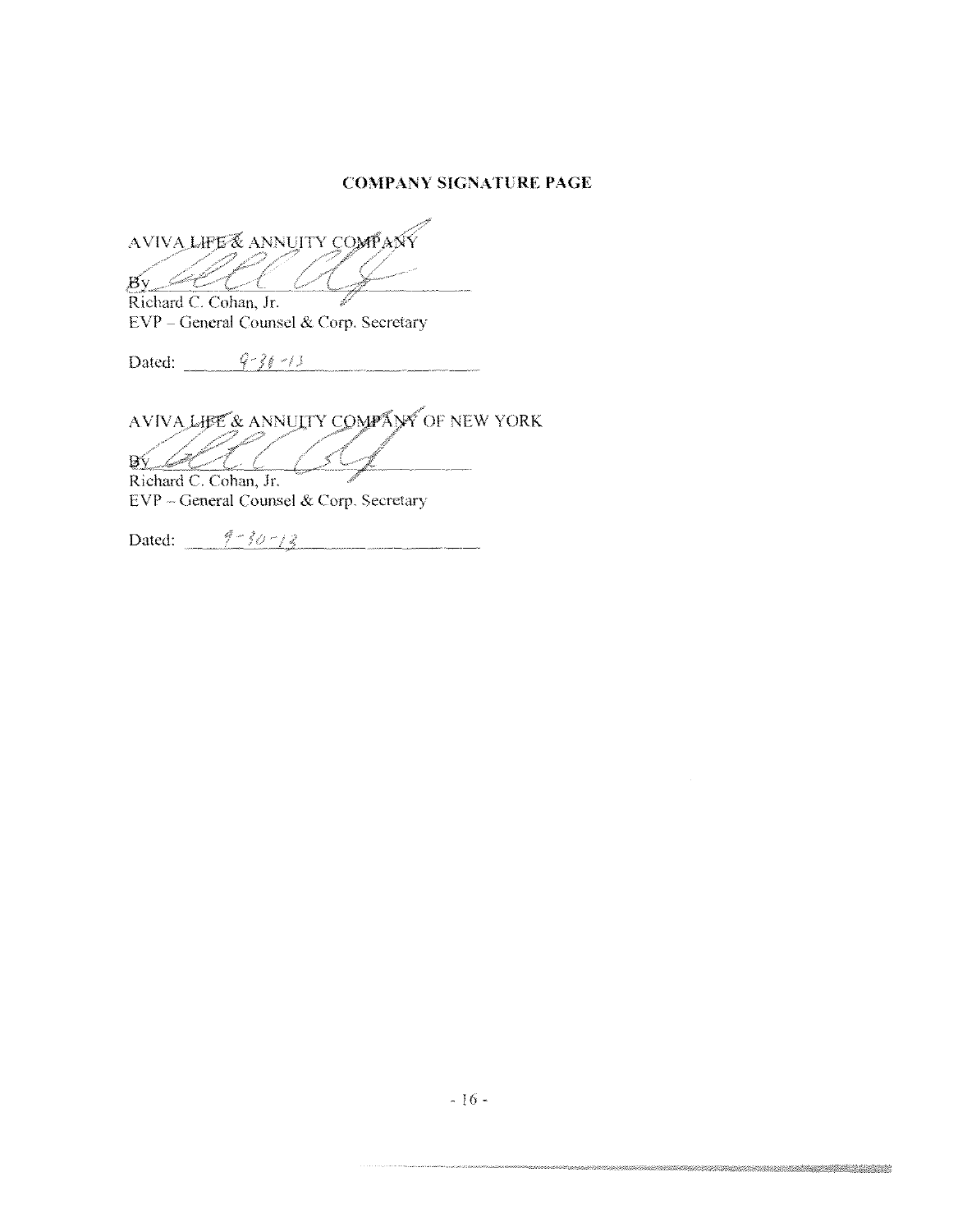## COMPANY SIGNATURE PAGE

AVIVA LIFE & ANNUITY COMPANY

By ______________________
Richard C. Cohan, Jr.
EVP – General Counsel & Corp. Secretary

Dated: 9-30-13

AVIVA LIFE & ANNUITY COMPANY OF NEW YORK

By ______________________
Richard C. Cohan, Jr.
EVP – General Counsel & Corp. Secretary

Dated: 9-30-13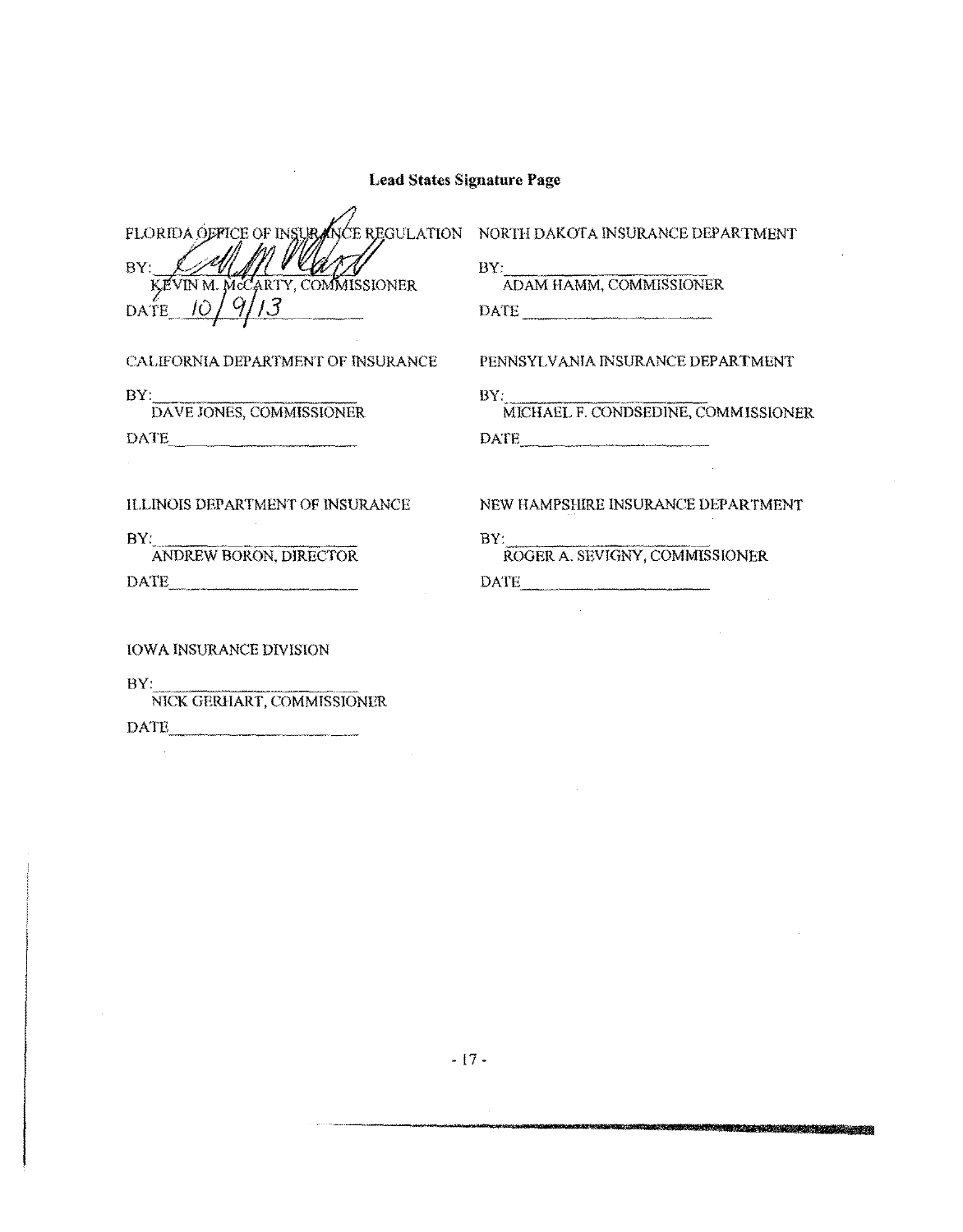**Lead States Signature Page**

FLORIDA OFFICE OF INSURANCE REGULATION

BY: ______________________
KEVIN M. McCARTY, COMMISSIONER

DATE 10/9/13

NORTH DAKOTA INSURANCE DEPARTMENT

BY: ______________________
ADAM HAMM, COMMISSIONER

DATE ______________________

CALIFORNIA DEPARTMENT OF INSURANCE

BY: ______________________
DAVE JONES, COMMISSIONER

DATE ______________________

PENNSYLVANIA INSURANCE DEPARTMENT

BY: ______________________
MICHAEL F. CONDSEDINE, COMMISSIONER

DATE ______________________

ILLINOIS DEPARTMENT OF INSURANCE

BY: ______________________
ANDREW BORON, DIRECTOR

DATE ______________________

NEW HAMPSHIRE INSURANCE DEPARTMENT

BY: ______________________
ROGER A. SEVIGNY, COMMISSIONER

DATE ______________________

IOWA INSURANCE DIVISION

BY: ______________________
NICK GERHART, COMMISSIONER

DATE ______________________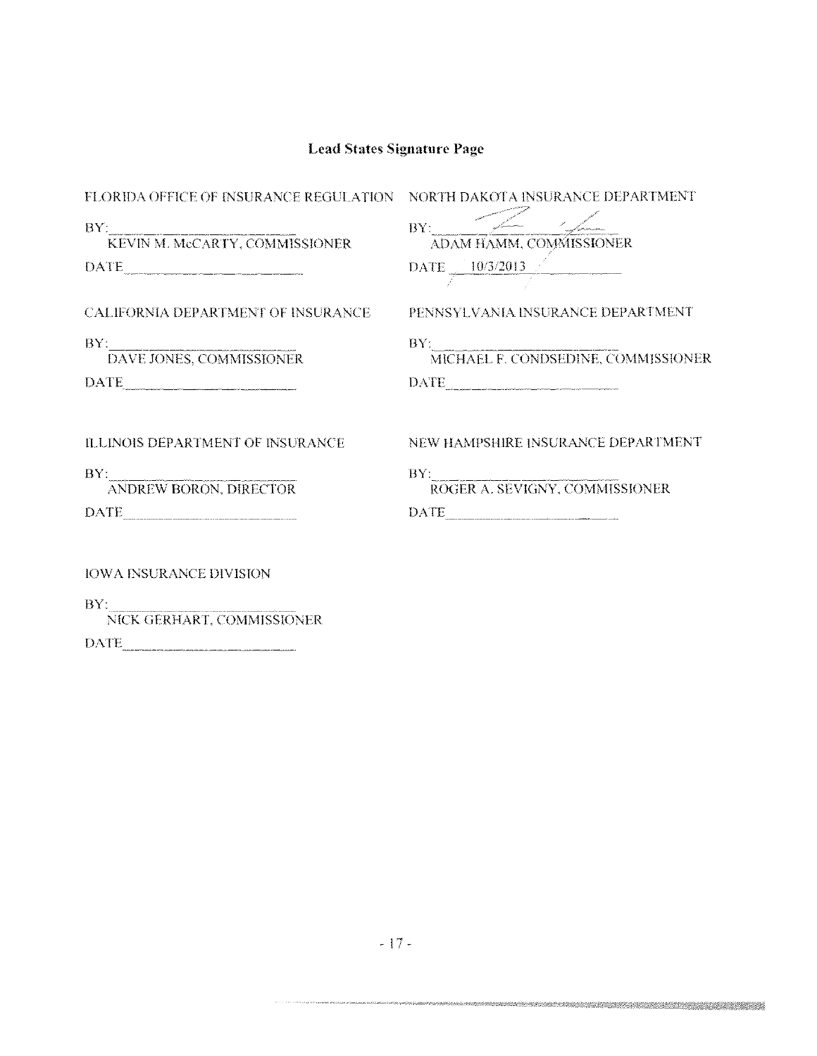**Lead States Signature Page**

FLORIDA OFFICE OF INSURANCE REGULATION

BY: ______________________
KEVIN M. McCARTY, COMMISSIONER

DATE ______________________

NORTH DAKOTA INSURANCE DEPARTMENT

BY: ______________________
ADAM HAMM, COMMISSIONER

DATE 10/3/2013

CALIFORNIA DEPARTMENT OF INSURANCE

BY: ______________________
DAVE JONES, COMMISSIONER

DATE ______________________

PENNSYLVANIA INSURANCE DEPARTMENT

BY: ______________________
MICHAEL F. CONDSEDINE, COMMISSIONER

DATE ______________________

ILLINOIS DEPARTMENT OF INSURANCE

BY: ______________________
ANDREW BORON, DIRECTOR

DATE ______________________

NEW HAMPSHIRE INSURANCE DEPARTMENT

BY: ______________________
ROGER A. SEVIGNY, COMMISSIONER

DATE ______________________

IOWA INSURANCE DIVISION

BY: ______________________
NICK GERHART, COMMISSIONER

DATE ______________________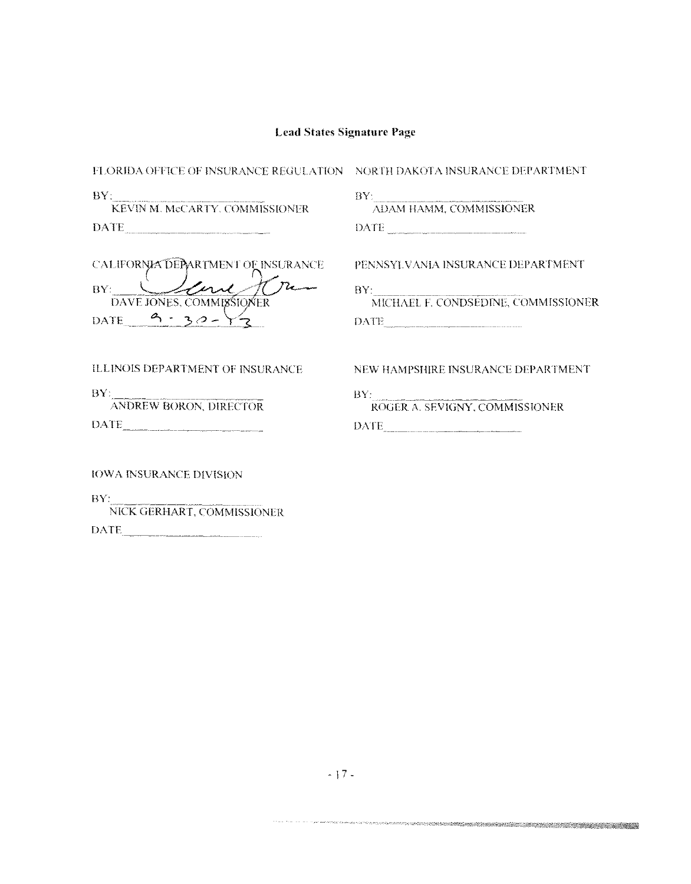## Lead States Signature Page

FLORIDA OFFICE OF INSURANCE REGULATION

BY: ______________________
KEVIN M. McCARTY, COMMISSIONER

DATE ______________________

NORTH DAKOTA INSURANCE DEPARTMENT

BY: ______________________
ADAM HAMM, COMMISSIONER

DATE ______________________

CALIFORNIA DEPARTMENT OF INSURANCE

BY: ______________________
DAVE JONES, COMMISSIONER

DATE 9-30-13

PENNSYLVANIA INSURANCE DEPARTMENT

BY: ______________________
MICHAEL F. CONDSEDINE, COMMISSIONER

DATE ______________________

ILLINOIS DEPARTMENT OF INSURANCE

BY: ______________________
ANDREW BORON, DIRECTOR

DATE ______________________

NEW HAMPSHIRE INSURANCE DEPARTMENT

BY: ______________________
ROGER A. SEVIGNY, COMMISSIONER

DATE ______________________

IOWA INSURANCE DIVISION

BY: ______________________
NICK GERHART, COMMISSIONER

DATE ______________________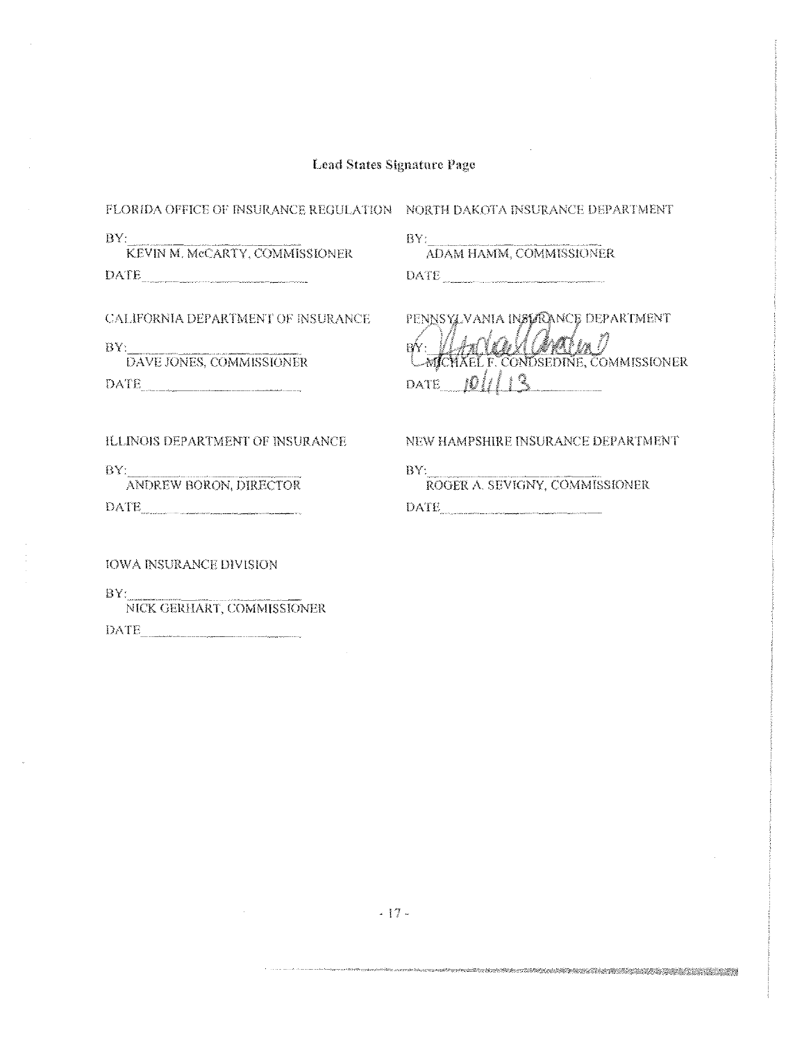**Lead States Signature Page**

FLORIDA OFFICE OF INSURANCE REGULATION

BY: ______________________
KEVIN M. McCARTY, COMMISSIONER

DATE ______________________

NORTH DAKOTA INSURANCE DEPARTMENT

BY: ______________________
ADAM HAMM, COMMISSIONER

DATE ______________________

CALIFORNIA DEPARTMENT OF INSURANCE

BY: ______________________
DAVE JONES, COMMISSIONER

DATE ______________________

PENNSYLVANIA INSURANCE DEPARTMENT

BY: ______________________
MICHAEL F. CONSEDINE, COMMISSIONER

DATE 10/1/13

ILLINOIS DEPARTMENT OF INSURANCE

BY: ______________________
ANDREW BORON, DIRECTOR

DATE ______________________

NEW HAMPSHIRE INSURANCE DEPARTMENT

BY: ______________________
ROGER A. SEVIGNY, COMMISSIONER

DATE ______________________

IOWA INSURANCE DIVISION

BY: ______________________
NICK GERHART, COMMISSIONER

DATE ______________________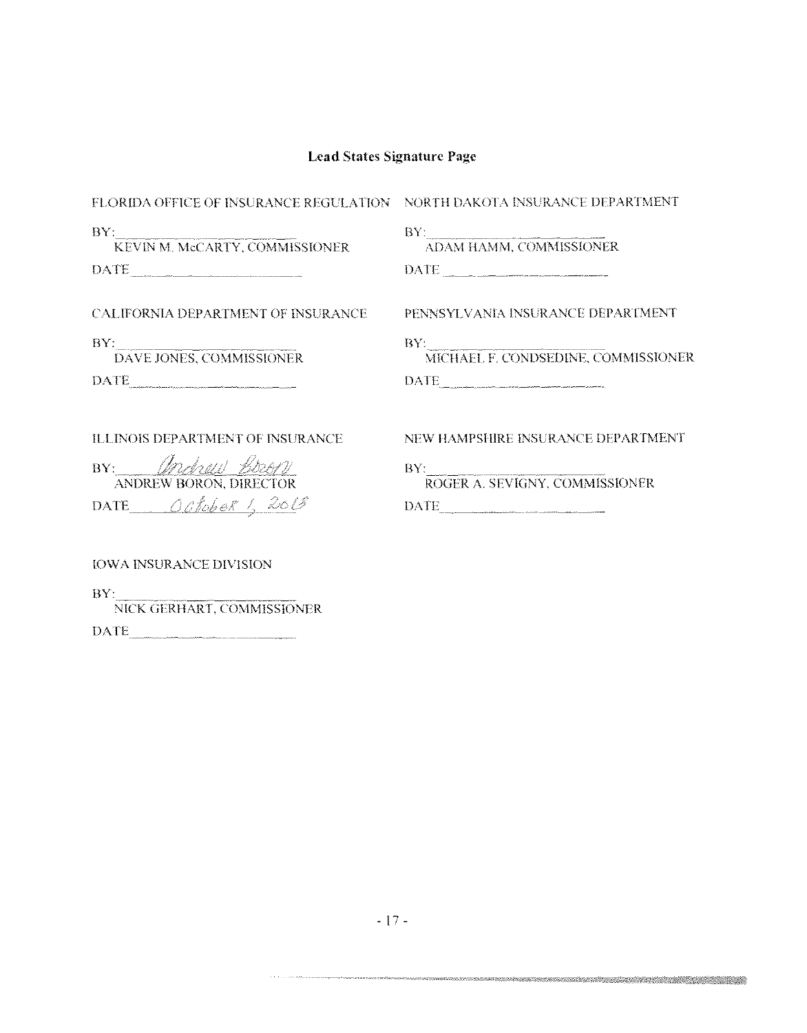## Lead States Signature Page

FLORIDA OFFICE OF INSURANCE REGULATION

BY: ______________________
KEVIN M. McCARTY, COMMISSIONER

DATE ______________________

NORTH DAKOTA INSURANCE DEPARTMENT

BY: ______________________
ADAM HAMM, COMMISSIONER

DATE ______________________

CALIFORNIA DEPARTMENT OF INSURANCE

BY: ______________________
DAVE JONES, COMMISSIONER

DATE ______________________

PENNSYLVANIA INSURANCE DEPARTMENT

BY: ______________________
MICHAEL F. CONDSEDINE, COMMISSIONER

DATE ______________________

ILLINOIS DEPARTMENT OF INSURANCE

BY: *Andrew Boron*
ANDREW BORON, DIRECTOR

DATE *October 1, 2015*

NEW HAMPSHIRE INSURANCE DEPARTMENT

BY: ______________________
ROGER A. SEVIGNY, COMMISSIONER

DATE ______________________

IOWA INSURANCE DIVISION

BY: ______________________
NICK GERHART, COMMISSIONER

DATE ______________________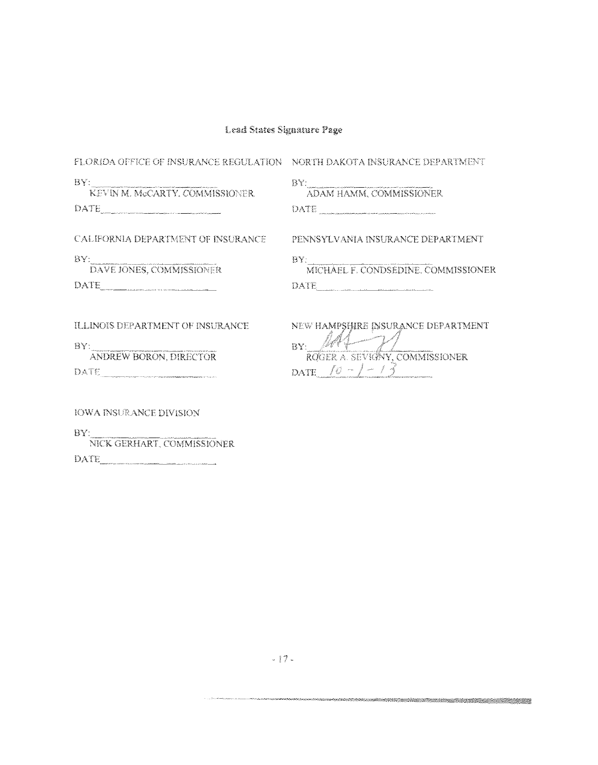**Lead States Signature Page**

FLORIDA OFFICE OF INSURANCE REGULATION

BY: ______________________
KEVIN M. McCARTY, COMMISSIONER

DATE ______________________

NORTH DAKOTA INSURANCE DEPARTMENT

BY: ______________________
ADAM HAMM, COMMISSIONER

DATE ______________________

CALIFORNIA DEPARTMENT OF INSURANCE

BY: ______________________
DAVE JONES, COMMISSIONER

DATE ______________________

PENNSYLVANIA INSURANCE DEPARTMENT

BY: ______________________
MICHAEL F. CONDSEDINE, COMMISSIONER

DATE ______________________

ILLINOIS DEPARTMENT OF INSURANCE

BY: ______________________
ANDREW BORON, DIRECTOR

DATE ______________________

NEW HAMPSHIRE INSURANCE DEPARTMENT

BY: [signature]
ROGER A. SEVIGNY, COMMISSIONER

DATE 10-1-13

IOWA INSURANCE DIVISION

BY: ______________________
NICK GERHART, COMMISSIONER

DATE ______________________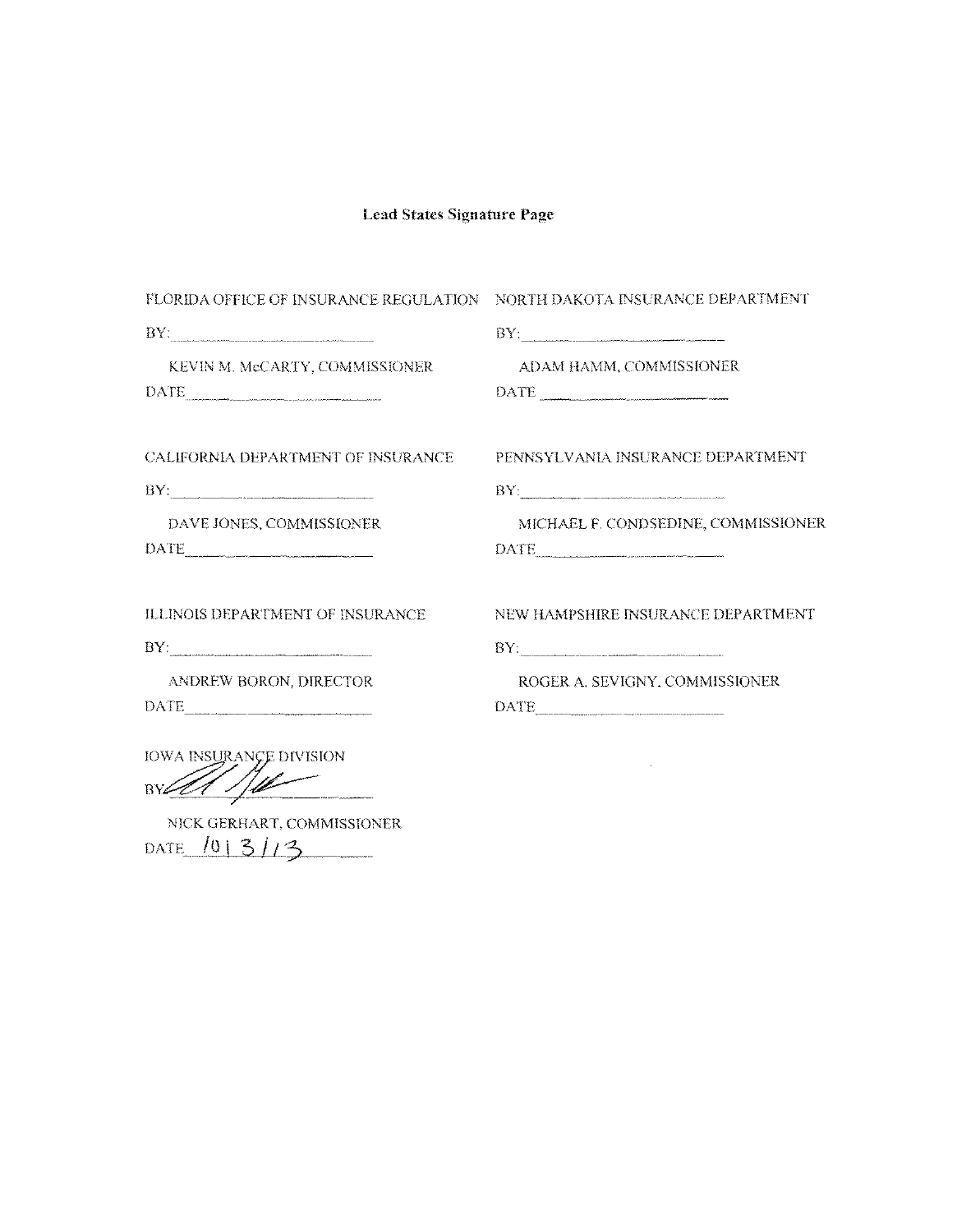**Lead States Signature Page**

FLORIDA OFFICE OF INSURANCE REGULATION

BY: ______________________

KEVIN M. McCARTY, COMMISSIONER

DATE ______________________

NORTH DAKOTA INSURANCE DEPARTMENT

BY: ______________________

ADAM HAMM, COMMISSIONER

DATE ______________________

CALIFORNIA DEPARTMENT OF INSURANCE

BY: ______________________

DAVE JONES, COMMISSIONER

DATE ______________________

PENNSYLVANIA INSURANCE DEPARTMENT

BY: ______________________

MICHAEL F. CONDSEDINE, COMMISSIONER

DATE ______________________

ILLINOIS DEPARTMENT OF INSURANCE

BY: ______________________

ANDREW BORON, DIRECTOR

DATE ______________________

NEW HAMPSHIRE INSURANCE DEPARTMENT

BY: ______________________

ROGER A. SEVIGNY, COMMISSIONER

DATE ______________________

IOWA INSURANCE DIVISION

BY: [signature]

NICK GERHART, COMMISSIONER

DATE 10/3/13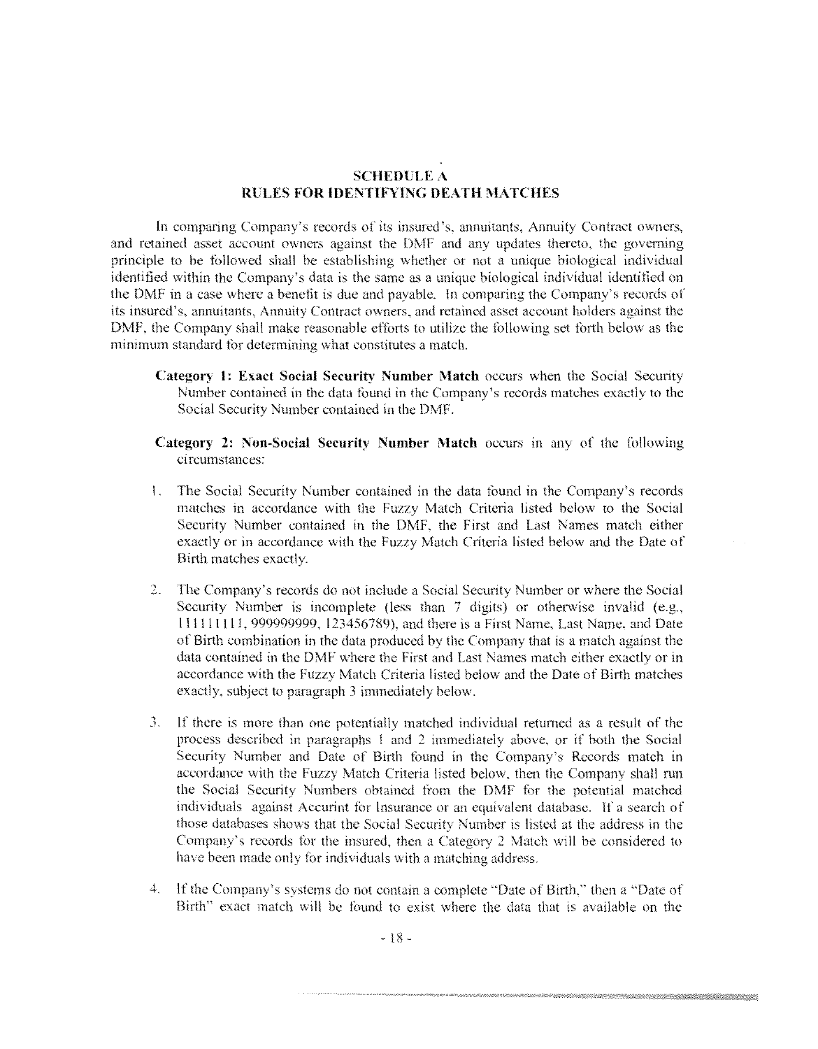## SCHEDULE A
## RULES FOR IDENTIFYING DEATH MATCHES

In comparing Company's records of its insured's, annuitants, Annuity Contract owners, and retained asset account owners against the DMF and any updates thereto, the governing principle to be followed shall be establishing whether or not a unique biological individual identified within the Company's data is the same as a unique biological individual identified on the DMF in a case where a benefit is due and payable. In comparing the Company's records of its insured's, annuitants, Annuity Contract owners, and retained asset account holders against the DMF, the Company shall make reasonable efforts to utilize the following set forth below as the minimum standard for determining what constitutes a match.

**Category 1: Exact Social Security Number Match** occurs when the Social Security Number contained in the data found in the Company's records matches exactly to the Social Security Number contained in the DMF.

**Category 2: Non-Social Security Number Match** occurs in any of the following circumstances:

1. The Social Security Number contained in the data found in the Company's records matches in accordance with the Fuzzy Match Criteria listed below to the Social Security Number contained in the DMF, the First and Last Names match either exactly or in accordance with the Fuzzy Match Criteria listed below and the Date of Birth matches exactly.

2. The Company's records do not include a Social Security Number or where the Social Security Number is incomplete (less than 7 digits) or otherwise invalid (e.g., 111111111, 999999999, 123456789), and there is a First Name, Last Name, and Date of Birth combination in the data produced by the Company that is a match against the data contained in the DMF where the First and Last Names match either exactly or in accordance with the Fuzzy Match Criteria listed below and the Date of Birth matches exactly, subject to paragraph 3 immediately below.

3. If there is more than one potentially matched individual returned as a result of the process described in paragraphs 1 and 2 immediately above, or if both the Social Security Number and Date of Birth found in the Company's Records match in accordance with the Fuzzy Match Criteria listed below, then the Company shall run the Social Security Numbers obtained from the DMF for the potential matched individuals against Accurint for Insurance or an equivalent database. If a search of those databases shows that the Social Security Number is listed at the address in the Company's records for the insured, then a Category 2 Match will be considered to have been made only for individuals with a matching address.

4. If the Company's systems do not contain a complete "Date of Birth," then a "Date of Birth" exact match will be found to exist where the data that is available on the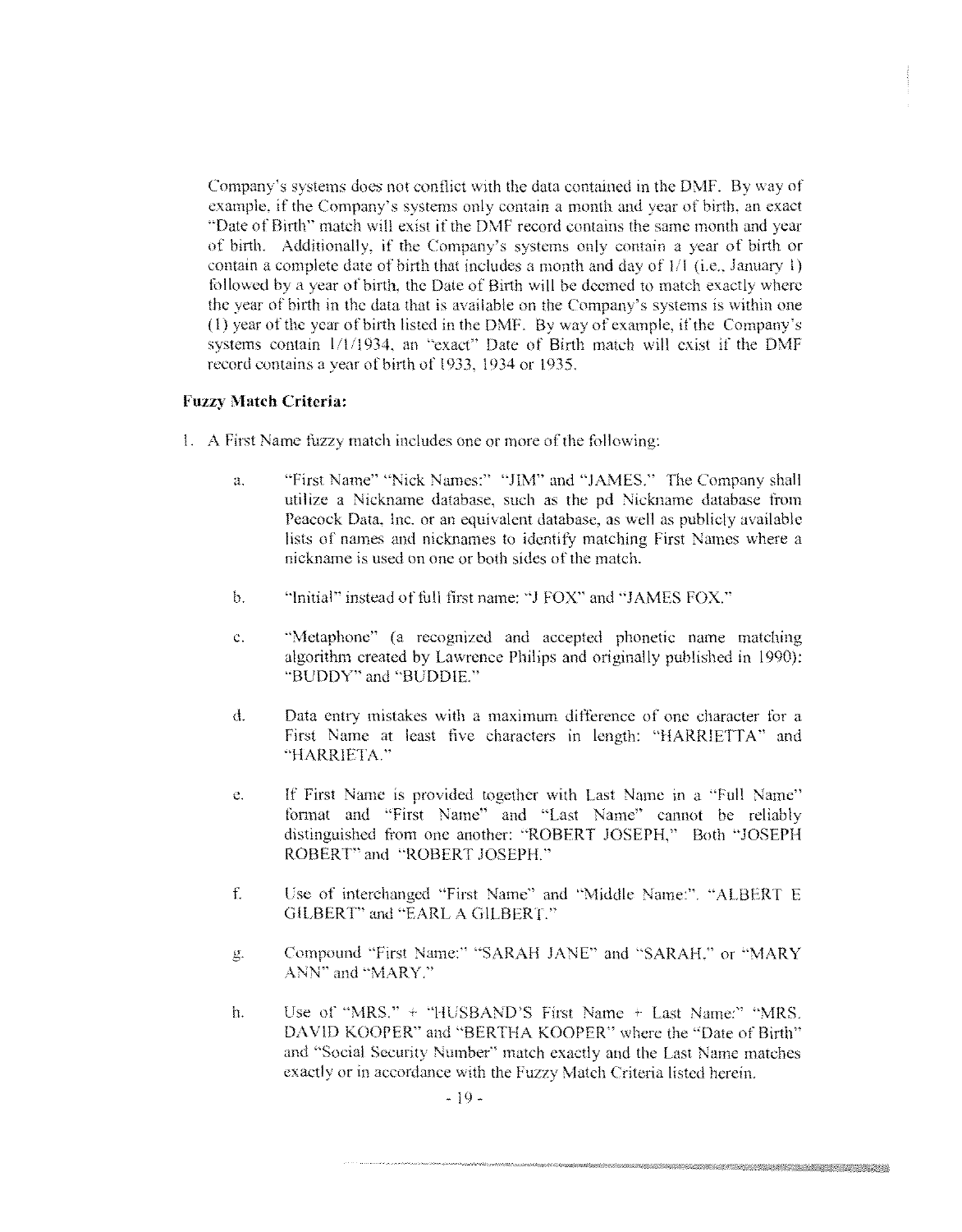Company's systems does not conflict with the data contained in the DMF. By way of example, if the Company's systems only contain a month and year of birth, an exact "Date of Birth" match will exist if the DMF record contains the same month and year of birth. Additionally, if the Company's systems only contain a year of birth or contain a complete date of birth that includes a month and day of 1/1 (i.e., January 1) followed by a year of birth, the Date of Birth will be deemed to match exactly where the year of birth in the data that is available on the Company's systems is within one (1) year of the year of birth listed in the DMF. By way of example, if the Company's systems contain 1/1/1934, an "exact" Date of Birth match will exist if the DMF record contains a year of birth of 1933, 1934 or 1935.

**Fuzzy Match Criteria:**

1. A First Name fuzzy match includes one or more of the following:

   a. "First Name" "Nick Names:" "JIM" and "JAMES." The Company shall utilize a Nickname database, such as the pd Nickname database from Peacock Data, Inc. or an equivalent database, as well as publicly available lists of names and nicknames to identify matching First Names where a nickname is used on one or both sides of the match.

   b. "Initial" instead of full first name: "J FOX" and "JAMES FOX."

   c. "Metaphone" (a recognized and accepted phonetic name matching algorithm created by Lawrence Philips and originally published in 1990): "BUDDY" and "BUDDIE."

   d. Data entry mistakes with a maximum difference of one character for a First Name at least five characters in length: "HARRIETTA" and "HARRIETA."

   e. If First Name is provided together with Last Name in a "Full Name" format and "First Name" and "Last Name" cannot be reliably distinguished from one another: "ROBERT JOSEPH," Both "JOSEPH ROBERT" and "ROBERT JOSEPH."

   f. Use of interchanged "First Name" and "Middle Name:". "ALBERT E GILBERT" and "EARL A GILBERT."

   g. Compound "First Name:" "SARAH JANE" and "SARAH," or "MARY ANN" and "MARY."

   h. Use of "MRS." + "HUSBAND'S First Name + Last Name:" "MRS. DAVID KOOPER" and "BERTHA KOOPER" where the "Date of Birth" and "Social Security Number" match exactly and the Last Name matches exactly or in accordance with the Fuzzy Match Criteria listed herein.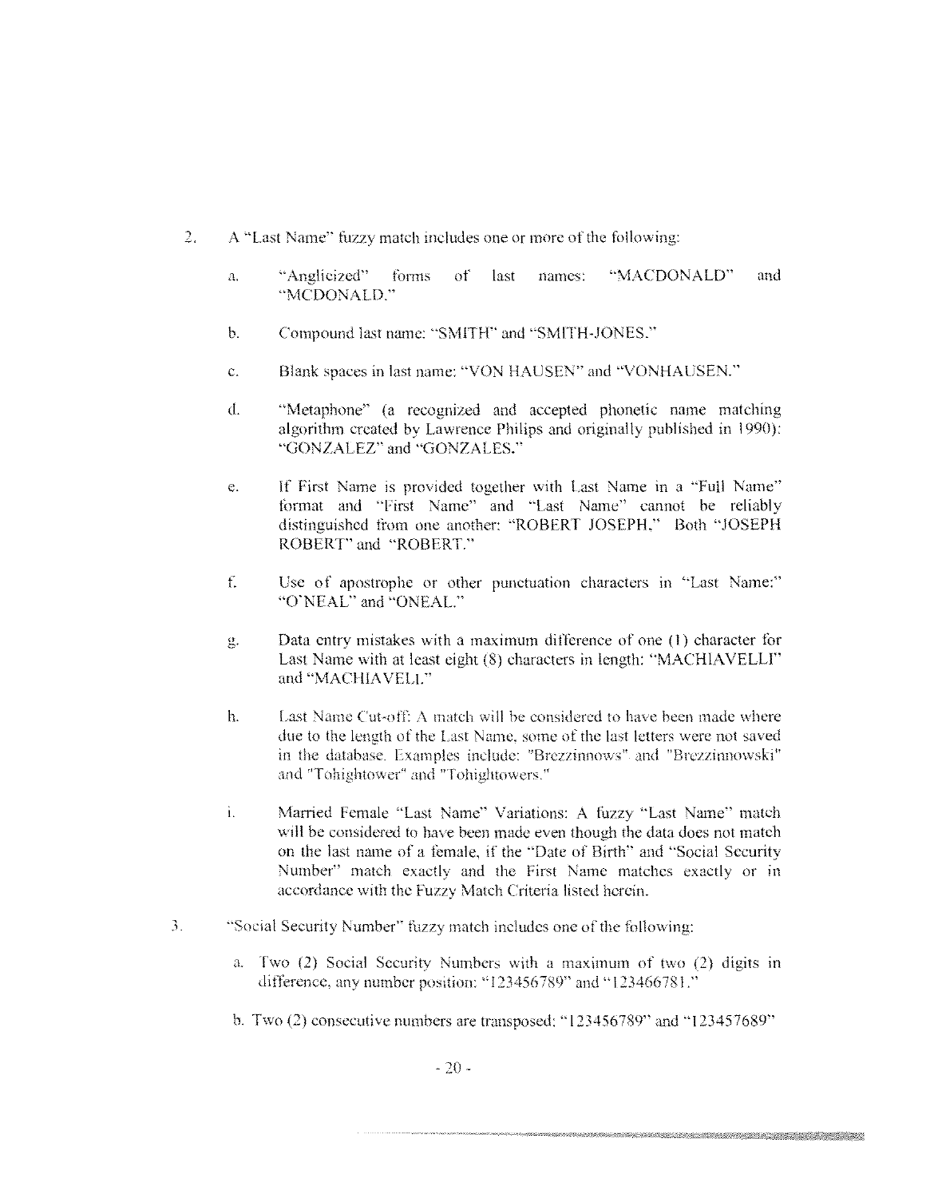2. A "Last Name" fuzzy match includes one or more of the following:

   a. "Anglicized" forms of last names: "MACDONALD" and "MCDONALD."

   b. Compound last name: "SMITH" and "SMITH-JONES."

   c. Blank spaces in last name: "VON HAUSEN" and "VONHAUSEN."

   d. "Metaphone" (a recognized and accepted phonetic name matching algorithm created by Lawrence Philips and originally published in 1990): "GONZALEZ" and "GONZALES."

   e. If First Name is provided together with Last Name in a "Full Name" format and "First Name" and "Last Name" cannot be reliably distinguished from one another: "ROBERT JOSEPH," Both "JOSEPH ROBERT" and "ROBERT."

   f. Use of apostrophe or other punctuation characters in "Last Name:" "O'NEAL" and "ONEAL."

   g. Data entry mistakes with a maximum difference of one (1) character for Last Name with at least eight (8) characters in length: "MACHIAVELLI" and "MACHIAVELI."

   h. Last Name Cut-off: A match will be considered to have been made where due to the length of the Last Name, some of the last letters were not saved in the database. Examples include: "Brezzinnows" and "Brezzinnowski" and "Tohightower" and "Tohightowers."

   i. Married Female "Last Name" Variations: A fuzzy "Last Name" match will be considered to have been made even though the data does not match on the last name of a female, if the "Date of Birth" and "Social Security Number" match exactly and the First Name matches exactly or in accordance with the Fuzzy Match Criteria listed herein.

3. "Social Security Number" fuzzy match includes one of the following:

   a. Two (2) Social Security Numbers with a maximum of two (2) digits in difference, any number position: "123456789" and "123466781."

   b. Two (2) consecutive numbers are transposed: "123456789" and "123457689"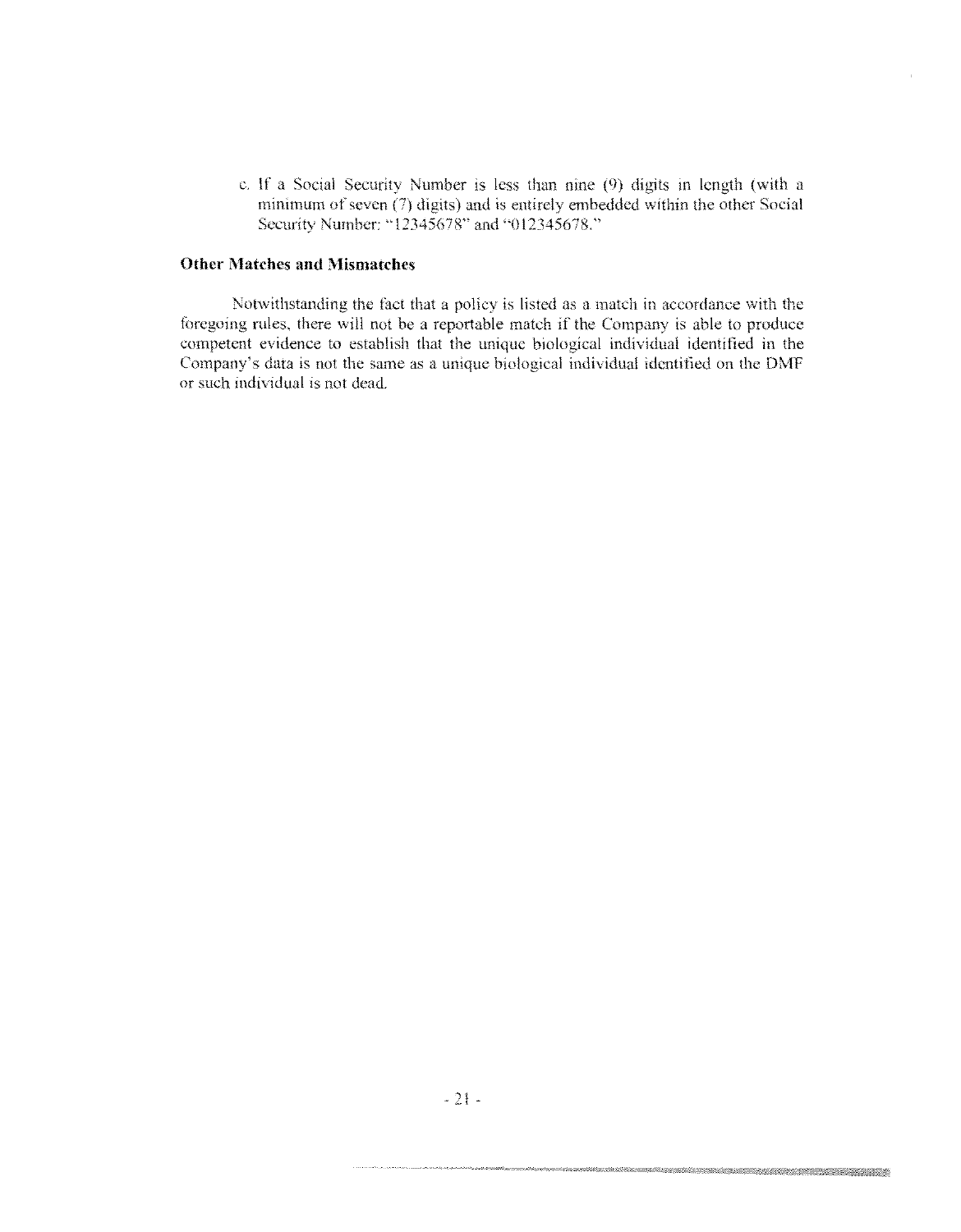c. If a Social Security Number is less than nine (9) digits in length (with a minimum of seven (7) digits) and is entirely embedded within the other Social Security Number: "12345678" and "012345678."

**Other Matches and Mismatches**

Notwithstanding the fact that a policy is listed as a match in accordance with the foregoing rules, there will not be a reportable match if the Company is able to produce competent evidence to establish that the unique biological individual identified in the Company's data is not the same as a unique biological individual identified on the DMF or such individual is not dead.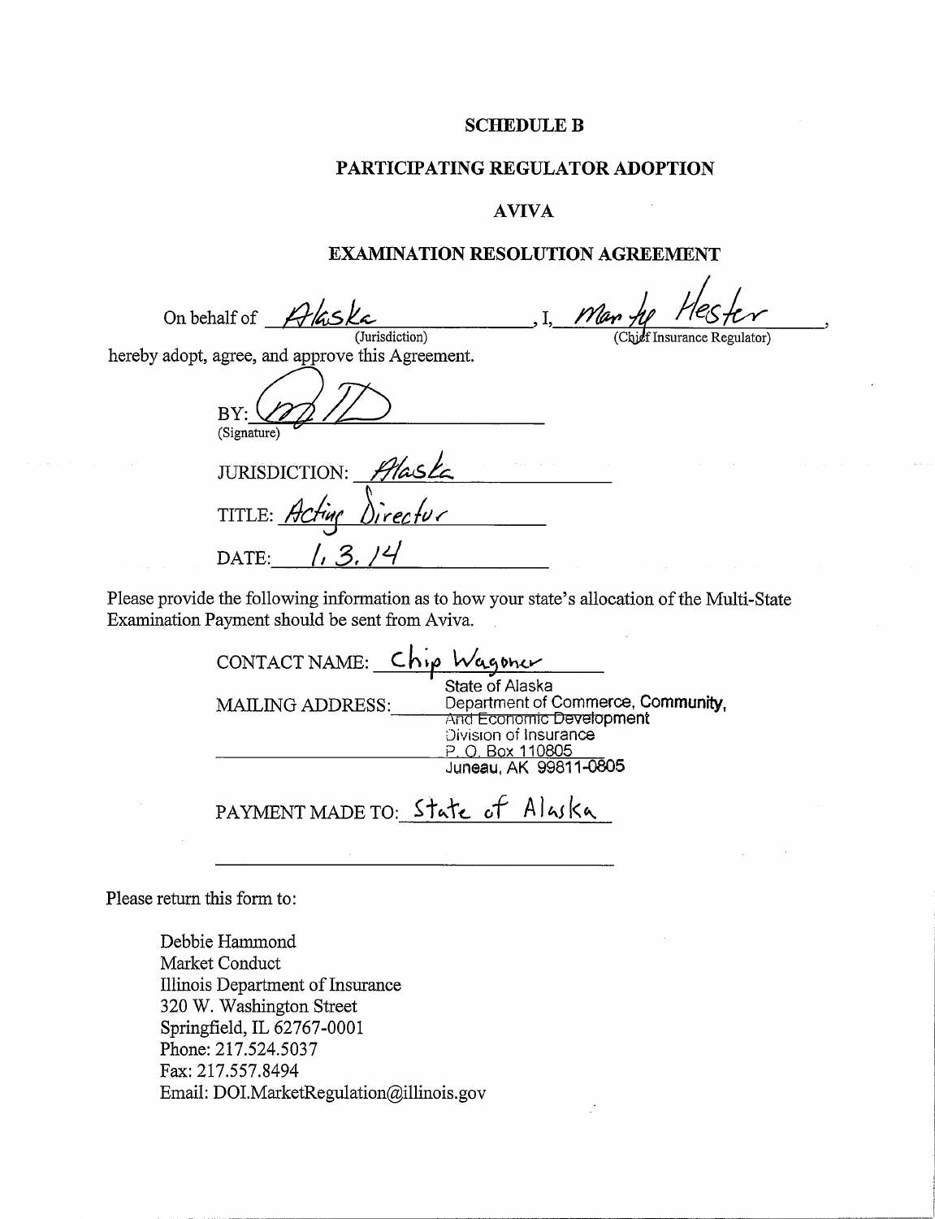**SCHEDULE B**

**PARTICIPATING REGULATOR ADOPTION**

**AVIVA**

**EXAMINATION RESOLUTION AGREEMENT**

On behalf of Alaska (Jurisdiction), I, Marty Hester (Chief Insurance Regulator), hereby adopt, agree, and approve this Agreement.

BY: _______________ (Signature)

JURISDICTION: Alaska

TITLE: Acting Director

DATE: 1.3.14

Please provide the following information as to how your state's allocation of the Multi-State Examination Payment should be sent from Aviva.

CONTACT NAME: Chip Wagoner

MAILING ADDRESS: State of Alaska
Department of Commerce, Community, And Economic Development
Division of Insurance
P. O. Box 110805
Juneau, AK 99811-0805

PAYMENT MADE TO: State of Alaska

Please return this form to:

Debbie Hammond
Market Conduct
Illinois Department of Insurance
320 W. Washington Street
Springfield, IL 62767-0001
Phone: 217.524.5037
Fax: 217.557.8494
Email: DOI.MarketRegulation@illinois.gov